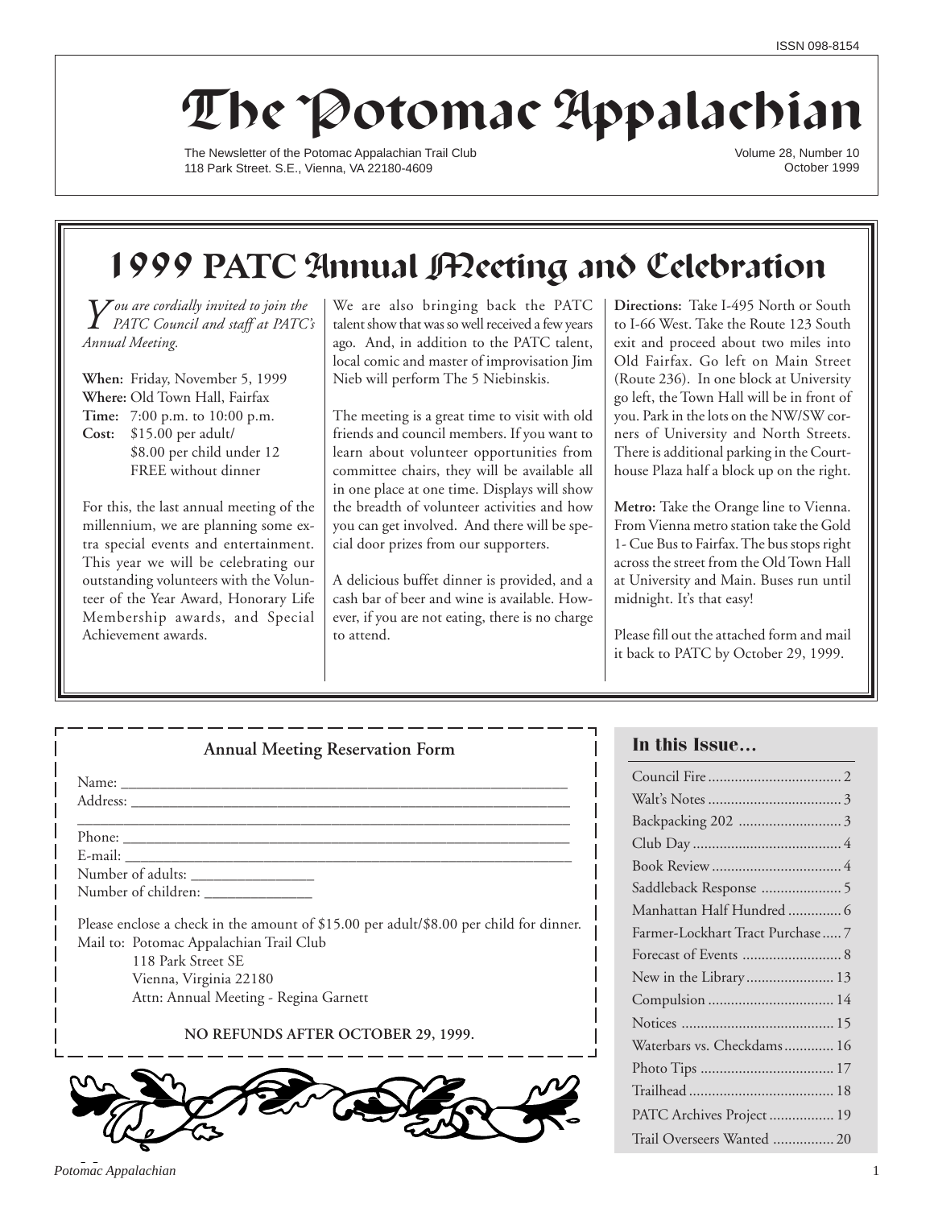ISSN 098-8154

# The Potomac Appalachian

The Newsletter of the Potomac Appalachian Trail Club
118 Park Street. S.E., Vienna, VA 22180-4609

Volume 28, Number 10
October 1999

## 1999 PATC Annual Meeting and Celebration

*You are cordially invited to join the PATC Council and staff at PATC's Annual Meeting.*

**When:** Friday, November 5, 1999
**Where:** Old Town Hall, Fairfax
**Time:** 7:00 p.m. to 10:00 p.m.
**Cost:** $15.00 per adult/
$8.00 per child under 12
FREE without dinner

For this, the last annual meeting of the millennium, we are planning some extra special events and entertainment. This year we will be celebrating our outstanding volunteers with the Volunteer of the Year Award, Honorary Life Membership awards, and Special Achievement awards.

We are also bringing back the PATC talent show that was so well received a few years ago. And, in addition to the PATC talent, local comic and master of improvisation Jim Nieb will perform The 5 Niebinskis.

The meeting is a great time to visit with old friends and council members. If you want to learn about volunteer opportunities from committee chairs, they will be available all in one place at one time. Displays will show the breadth of volunteer activities and how you can get involved. And there will be special door prizes from our supporters.

A delicious buffet dinner is provided, and a cash bar of beer and wine is available. However, if you are not eating, there is no charge to attend.

**Directions:** Take I-495 North or South to I-66 West. Take the Route 123 South exit and proceed about two miles into Old Fairfax. Go left on Main Street (Route 236). In one block at University go left, the Town Hall will be in front of you. Park in the lots on the NW/SW corners of University and North Streets. There is additional parking in the Courthouse Plaza half a block up on the right.

**Metro:** Take the Orange line to Vienna. From Vienna metro station take the Gold 1- Cue Bus to Fairfax. The bus stops right across the street from the Old Town Hall at University and Main. Buses run until midnight. It's that easy!

Please fill out the attached form and mail it back to PATC by October 29, 1999.

### Annual Meeting Reservation Form

Name: ______________________________

Address: ______________________________

______________________________

Phone: ______________________________

E-mail: ______________________________

Number of adults: ________________

Number of children: ______________

Please enclose a check in the amount of $15.00 per adult/$8.00 per child for dinner.

Mail to: Potomac Appalachian Trail Club
118 Park Street SE
Vienna, Virginia 22180
Attn: Annual Meeting - Regina Garnett

**NO REFUNDS AFTER OCTOBER 29, 1999.**

### In this Issue…

| | |
|---|---|
| Council Fire | 2 |
| Walt's Notes | 3 |
| Backpacking 202 | 3 |
| Club Day | 4 |
| Book Review | 4 |
| Saddleback Response | 5 |
| Manhattan Half Hundred | 6 |
| Farmer-Lockhart Tract Purchase | 7 |
| Forecast of Events | 8 |
| New in the Library | 13 |
| Compulsion | 14 |
| Notices | 15 |
| Waterbars vs. Checkdams | 16 |
| Photo Tips | 17 |
| Trailhead | 18 |
| PATC Archives Project | 19 |
| Trail Overseers Wanted | 20 |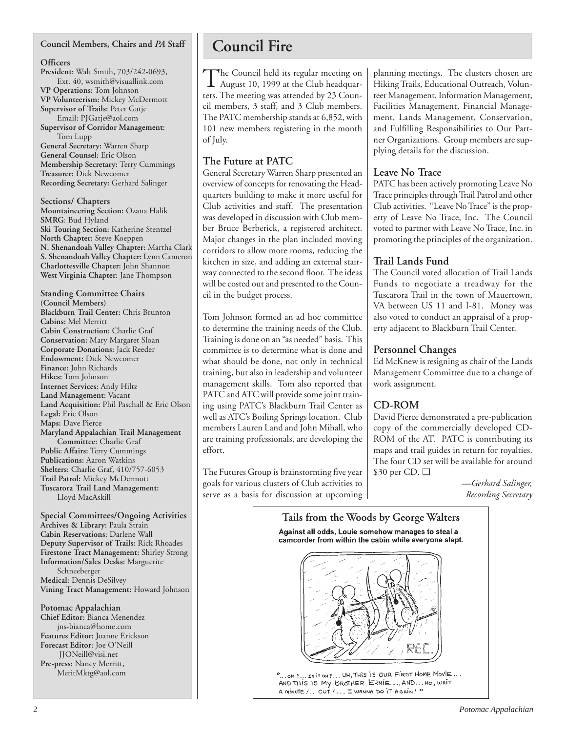## Council Members, Chairs and *PA* Staff

**Officers**
**President:** Walt Smith, 703/242-0693, Ext. 40, wsmith@visuallink.com
**VP Operations:** Tom Johnson
**VP Volunteerism:** Mickey McDermott
**Supervisor of Trails:** Peter Gatje Email: PJGatje@aol.com
**Supervisor of Corridor Management:** Tom Lupp
**General Secretary:** Warren Sharp
**General Counsel:** Eric Olson
**Membership Secretary:** Terry Cummings
**Treasurer:** Dick Newcomer
**Recording Secretary:** Gerhard Salinger

**Sections/ Chapters**
**Mountaineering Section:** Ozana Halik
**SMRG:** Bud Hyland
**Ski Touring Section:** Katherine Stentzel
**North Chapter:** Steve Koeppen
**N. Shenandoah Valley Chapter:** Martha Clark
**S. Shenandoah Valley Chapter:** Lynn Cameron
**Charlottesville Chapter:** John Shannon
**West Virginia Chapter:** Jane Thompson

**Standing Committee Chairs (Council Members)**
**Blackburn Trail Center:** Chris Brunton
**Cabins:** Mel Merritt
**Cabin Construction:** Charlie Graf
**Conservation:** Mary Margaret Sloan
**Corporate Donations:** Jack Reeder
**Endowment:** Dick Newcomer
**Finance:** John Richards
**Hikes:** Tom Johnson
**Internet Services:** Andy Hiltz
**Land Management:** Vacant
**Land Acquisition:** Phil Paschall & Eric Olson
**Legal:** Eric Olson
**Maps:** Dave Pierce
**Maryland Appalachian Trail Management Committee:** Charlie Graf
**Public Affairs:** Terry Cummings
**Publications:** Aaron Watkins
**Shelters:** Charlie Graf, 410/757-6053
**Trail Patrol:** Mickey McDermott
**Tuscarora Trail Land Management:** Lloyd MacAskill

**Special Committees/Ongoing Activities**
**Archives & Library:** Paula Strain
**Cabin Reservations:** Darlene Wall
**Deputy Supervisor of Trails:** Rick Rhoades
**Firestone Tract Management:** Shirley Strong
**Information/Sales Desks:** Marguerite Schneeberger
**Medical:** Dennis DeSilvey
**Vining Tract Management:** Howard Johnson

**Potomac Appalachian**
**Chief Editor:** Bianca Menendez jns-bianca@home.com
**Features Editor:** Joanne Erickson
**Forecast Editor:** Joe O'Neill JJONeill@visi.net
**Pre-press:** Nancy Merritt, MeritMktg@aol.com

# Council Fire

The Council held its regular meeting on August 10, 1999 at the Club headquarters. The meeting was attended by 23 Council members, 3 staff, and 3 Club members. The PATC membership stands at 6,852, with 101 new members registering in the month of July.

## The Future at PATC

General Secretary Warren Sharp presented an overview of concepts for renovating the Headquarters building to make it more useful for Club activities and staff. The presentation was developed in discussion with Club member Bruce Berberick, a registered architect. Major changes in the plan included moving corridors to allow more rooms, reducing the kitchen in size, and adding an external stairway connected to the second floor. The ideas will be costed out and presented to the Council in the budget process.

Tom Johnson formed an ad hoc committee to determine the training needs of the Club. Training is done on an "as needed" basis. This committee is to determine what is done and what should be done, not only in technical training, but also in leadership and volunteer management skills. Tom also reported that PATC and ATC will provide some joint training using PATC's Blackburn Trail Center as well as ATC's Boiling Springs location. Club members Lauren Land and John Mihall, who are training professionals, are developing the effort.

The Futures Group is brainstorming five year goals for various clusters of Club activities to serve as a basis for discussion at upcoming planning meetings. The clusters chosen are Hiking Trails, Educational Outreach, Volunteer Management, Information Management, Facilities Management, Financial Management, Lands Management, Conservation, and Fulfilling Responsibilities to Our Partner Organizations. Group members are supplying details for the discussion.

## Leave No Trace

PATC has been actively promoting Leave No Trace principles through Trail Patrol and other Club activities. "Leave No Trace" is the property of Leave No Trace, Inc. The Council voted to partner with Leave No Trace, Inc. in promoting the principles of the organization.

## Trail Lands Fund

The Council voted allocation of Trail Lands Funds to negotiate a treadway for the Tuscarora Trail in the town of Mauertown, VA between US 11 and I-81. Money was also voted to conduct an appraisal of a property adjacent to Blackburn Trail Center.

## Personnel Changes

Ed McKnew is resigning as chair of the Lands Management Committee due to a change of work assignment.

## CD-ROM

David Pierce demonstrated a pre-publication copy of the commercially developed CD-ROM of the AT. PATC is contributing its maps and trail guides in return for royalties. The four CD set will be available for around \$30 per CD. ❑

*—Gerhard Salinger, Recording Secretary*

**Tails from the Woods by George Walters**

Against all odds, Louie somehow manages to steal a camcorder from within the cabin while everyone slept.

"...OK ?... IS IT ON ?... UH, THIS IS OUR FIRST HOME MOVIE... AND THIS IS MY BROTHER ERNIE... AND... NO, WAIT A MINUTE !.. CUT !... I WANNA DO IT AGAIN!"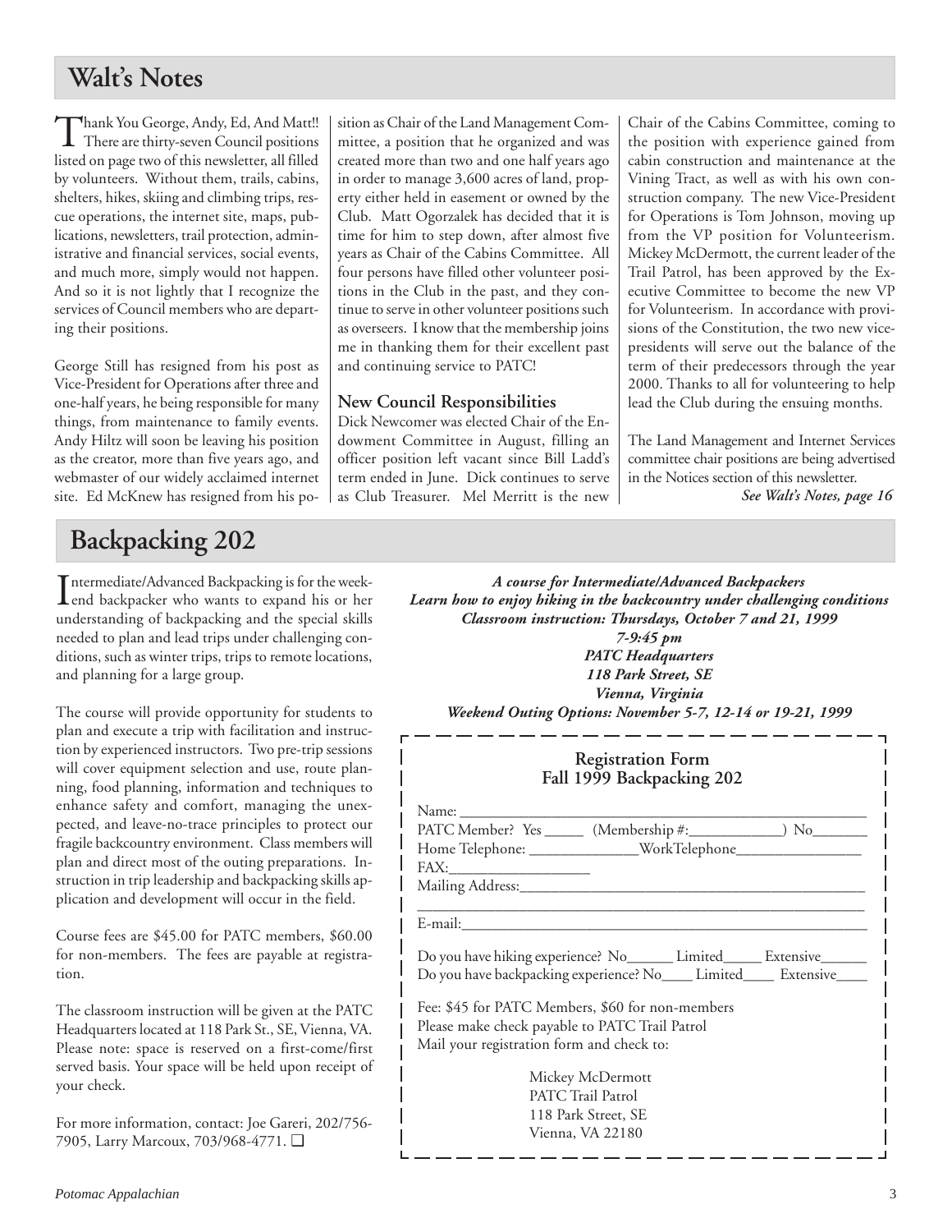## Walt's Notes

Thank You George, Andy, Ed, And Matt!! There are thirty-seven Council positions listed on page two of this newsletter, all filled by volunteers. Without them, trails, cabins, shelters, hikes, skiing and climbing trips, rescue operations, the internet site, maps, publications, newsletters, trail protection, administrative and financial services, social events, and much more, simply would not happen. And so it is not lightly that I recognize the services of Council members who are departing their positions.

George Still has resigned from his post as Vice-President for Operations after three and one-half years, he being responsible for many things, from maintenance to family events. Andy Hiltz will soon be leaving his position as the creator, more than five years ago, and webmaster of our widely acclaimed internet site. Ed McKnew has resigned from his position as Chair of the Land Management Committee, a position that he organized and was created more than two and one half years ago in order to manage 3,600 acres of land, property either held in easement or owned by the Club. Matt Ogorzalek has decided that it is time for him to step down, after almost five years as Chair of the Cabins Committee. All four persons have filled other volunteer positions in the Club in the past, and they continue to serve in other volunteer positions such as overseers. I know that the membership joins me in thanking them for their excellent past and continuing service to PATC!

### New Council Responsibilities

Dick Newcomer was elected Chair of the Endowment Committee in August, filling an officer position left vacant since Bill Ladd's term ended in June. Dick continues to serve as Club Treasurer. Mel Merritt is the new Chair of the Cabins Committee, coming to the position with experience gained from cabin construction and maintenance at the Vining Tract, as well as with his own construction company. The new Vice-President for Operations is Tom Johnson, moving up from the VP position for Volunteerism. Mickey McDermott, the current leader of the Trail Patrol, has been approved by the Executive Committee to become the new VP for Volunteerism. In accordance with provisions of the Constitution, the two new vice-presidents will serve out the balance of the term of their predecessors through the year 2000. Thanks to all for volunteering to help lead the Club during the ensuing months.

The Land Management and Internet Services committee chair positions are being advertised in the Notices section of this newsletter.

***See Walt's Notes, page 16***

## Backpacking 202

Intermediate/Advanced Backpacking is for the weekend backpacker who wants to expand his or her understanding of backpacking and the special skills needed to plan and lead trips under challenging conditions, such as winter trips, trips to remote locations, and planning for a large group.

The course will provide opportunity for students to plan and execute a trip with facilitation and instruction by experienced instructors. Two pre-trip sessions will cover equipment selection and use, route planning, food planning, information and techniques to enhance safety and comfort, managing the unexpected, and leave-no-trace principles to protect our fragile backcountry environment. Class members will plan and direct most of the outing preparations. Instruction in trip leadership and backpacking skills application and development will occur in the field.

Course fees are $45.00 for PATC members, $60.00 for non-members. The fees are payable at registration.

The classroom instruction will be given at the PATC Headquarters located at 118 Park St., SE, Vienna, VA. Please note: space is reserved on a first-come/first served basis. Your space will be held upon receipt of your check.

For more information, contact: Joe Gareri, 202/756-7905, Larry Marcoux, 703/968-4771. ❑

***A course for Intermediate/Advanced Backpackers***
***Learn how to enjoy hiking in the backcountry under challenging conditions***
***Classroom instruction: Thursdays, October 7 and 21, 1999***
***7-9:45 pm***
***PATC Headquarters***
***118 Park Street, SE***
***Vienna, Virginia***
***Weekend Outing Options: November 5-7, 12-14 or 19-21, 1999***

**Registration Form**
**Fall 1999 Backpacking 202**

Name: ______________________________

PATC Member? Yes _____ (Membership #:____________) No_______

Home Telephone: ______________WorkTelephone________________

FAX:__________________

Mailing Address:______________________________

______________________________

E-mail:______________________________

Do you have hiking experience? No______ Limited_____ Extensive______

Do you have backpacking experience? No____ Limited____ Extensive____

Fee: $45 for PATC Members, $60 for non-members
Please make check payable to PATC Trail Patrol
Mail your registration form and check to:

Mickey McDermott
PATC Trail Patrol
118 Park Street, SE
Vienna, VA 22180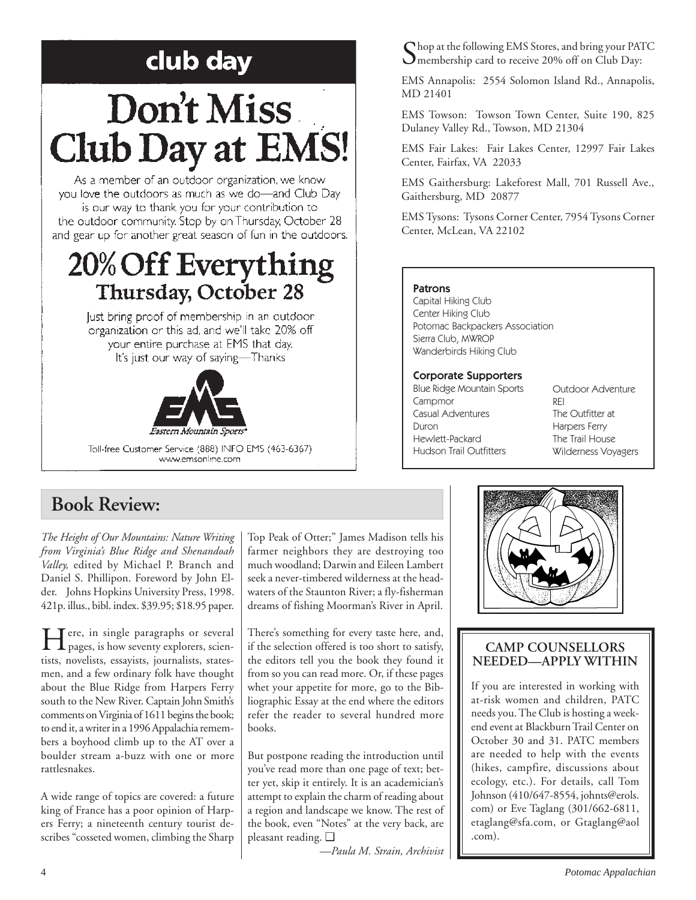## club day

# Don't Miss Club Day at EMS!

As a member of an outdoor organization, we know you love the outdoors as much as we do—and Club Day is our way to thank you for your contribution to the outdoor community. Stop by on Thursday, October 28 and gear up for another great season of fun in the outdoors.

## 20% Off Everything
### Thursday, October 28

Just bring proof of membership in an outdoor organization or this ad, and we'll take 20% off your entire purchase at EMS that day. It's just our way of saying—Thanks

Eastern Mountain Sports®

Toll-free Customer Service (888) INFO EMS (463-6367)
www.emsonline.com

Shop at the following EMS Stores, and bring your PATC membership card to receive 20% off on Club Day:

EMS Annapolis: 2554 Solomon Island Rd., Annapolis, MD 21401

EMS Towson: Towson Town Center, Suite 190, 825 Dulaney Valley Rd., Towson, MD 21304

EMS Fair Lakes: Fair Lakes Center, 12997 Fair Lakes Center, Fairfax, VA 22033

EMS Gaithersburg: Lakeforest Mall, 701 Russell Ave., Gaithersburg, MD 20877

EMS Tysons: Tysons Corner Center, 7954 Tysons Corner Center, McLean, VA 22102

**Patrons**

Capital Hiking Club
Center Hiking Club
Potomac Backpackers Association
Sierra Club, MWROP
Wanderbirds Hiking Club

**Corporate Supporters**

Blue Ridge Mountain Sports
Campmor
Casual Adventures
Duron
Hewlett-Packard
Hudson Trail Outfitters
Outdoor Adventure
REI
The Outfitter at Harpers Ferry
The Trail House
Wilderness Voyagers

## Book Review:

*The Height of Our Mountains: Nature Writing from Virginia's Blue Ridge and Shenandoah Valley,* edited by Michael P. Branch and Daniel S. Phillipon. Foreword by John Elder. Johns Hopkins University Press, 1998. 421p. illus., bibl. index. $39.95; $18.95 paper.

Here, in single paragraphs or several pages, is how seventy explorers, scientists, novelists, essayists, journalists, statesmen, and a few ordinary folk have thought about the Blue Ridge from Harpers Ferry south to the New River. Captain John Smith's comments on Virginia of 1611 begins the book; to end it, a writer in a 1996 Appalachia remembers a boyhood climb up to the AT over a boulder stream a-buzz with one or more rattlesnakes.

A wide range of topics are covered: a future king of France has a poor opinion of Harpers Ferry; a nineteenth century tourist describes "cosseted women, climbing the Sharp Top Peak of Otter;" James Madison tells his farmer neighbors they are destroying too much woodland; Darwin and Eileen Lambert seek a never-timbered wilderness at the headwaters of the Staunton River; a fly-fisherman dreams of fishing Moorman's River in April.

There's something for every taste here, and, if the selection offered is too short to satisfy, the editors tell you the book they found it from so you can read more. Or, if these pages whet your appetite for more, go to the Bibliographic Essay at the end where the editors refer the reader to several hundred more books.

But postpone reading the introduction until you've read more than one page of text; better yet, skip it entirely. It is an academician's attempt to explain the charm of reading about a region and landscape we know. The rest of the book, even "Notes" at the very back, are pleasant reading. ❑

*—Paula M. Strain, Archivist*

### CAMP COUNSELLORS NEEDED—APPLY WITHIN

If you are interested in working with at-risk women and children, PATC needs you. The Club is hosting a weekend event at Blackburn Trail Center on October 30 and 31. PATC members are needed to help with the events (hikes, campfire, discussions about ecology, etc.). For details, call Tom Johnson (410/647-8554, johnts@erols.com) or Eve Taglang (301/662-6811, etaglang@sfa.com, or Gtaglang@aol.com).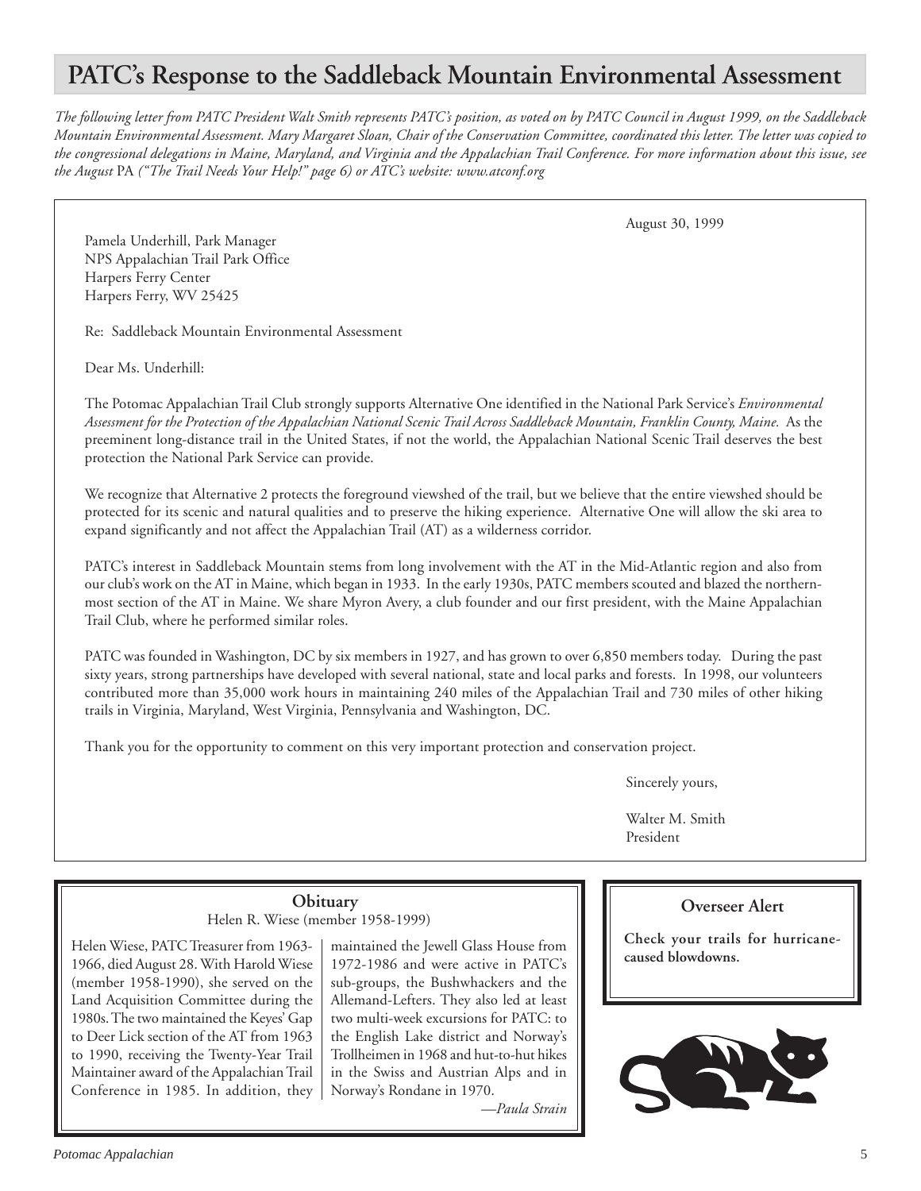# PATC's Response to the Saddleback Mountain Environmental Assessment

*The following letter from PATC President Walt Smith represents PATC's position, as voted on by PATC Council in August 1999, on the Saddleback Mountain Environmental Assessment. Mary Margaret Sloan, Chair of the Conservation Committee, coordinated this letter. The letter was copied to the congressional delegations in Maine, Maryland, and Virginia and the Appalachian Trail Conference. For more information about this issue, see the August* PA *("The Trail Needs Your Help!" page 6) or ATC's website: www.atconf.org*

August 30, 1999

Pamela Underhill, Park Manager
NPS Appalachian Trail Park Office
Harpers Ferry Center
Harpers Ferry, WV 25425

Re: Saddleback Mountain Environmental Assessment

Dear Ms. Underhill:

The Potomac Appalachian Trail Club strongly supports Alternative One identified in the National Park Service's *Environmental Assessment for the Protection of the Appalachian National Scenic Trail Across Saddleback Mountain, Franklin County, Maine.* As the preeminent long-distance trail in the United States, if not the world, the Appalachian National Scenic Trail deserves the best protection the National Park Service can provide.

We recognize that Alternative 2 protects the foreground viewshed of the trail, but we believe that the entire viewshed should be protected for its scenic and natural qualities and to preserve the hiking experience. Alternative One will allow the ski area to expand significantly and not affect the Appalachian Trail (AT) as a wilderness corridor.

PATC's interest in Saddleback Mountain stems from long involvement with the AT in the Mid-Atlantic region and also from our club's work on the AT in Maine, which began in 1933. In the early 1930s, PATC members scouted and blazed the northernmost section of the AT in Maine. We share Myron Avery, a club founder and our first president, with the Maine Appalachian Trail Club, where he performed similar roles.

PATC was founded in Washington, DC by six members in 1927, and has grown to over 6,850 members today. During the past sixty years, strong partnerships have developed with several national, state and local parks and forests. In 1998, our volunteers contributed more than 35,000 work hours in maintaining 240 miles of the Appalachian Trail and 730 miles of other hiking trails in Virginia, Maryland, West Virginia, Pennsylvania and Washington, DC.

Thank you for the opportunity to comment on this very important protection and conservation project.

Sincerely yours,

Walter M. Smith
President

## Obituary

Helen R. Wiese (member 1958-1999)

Helen Wiese, PATC Treasurer from 1963-1966, died August 28. With Harold Wiese (member 1958-1990), she served on the Land Acquisition Committee during the 1980s. The two maintained the Keyes' Gap to Deer Lick section of the AT from 1963 to 1990, receiving the Twenty-Year Trail Maintainer award of the Appalachian Trail Conference in 1985. In addition, they maintained the Jewell Glass House from 1972-1986 and were active in PATC's sub-groups, the Bushwhackers and the Allemand-Lefters. They also led at least two multi-week excursions for PATC: to the English Lake district and Norway's Trollheimen in 1968 and hut-to-hut hikes in the Swiss and Austrian Alps and in Norway's Rondane in 1970.

*—Paula Strain*

## Overseer Alert

**Check your trails for hurricane-caused blowdowns.**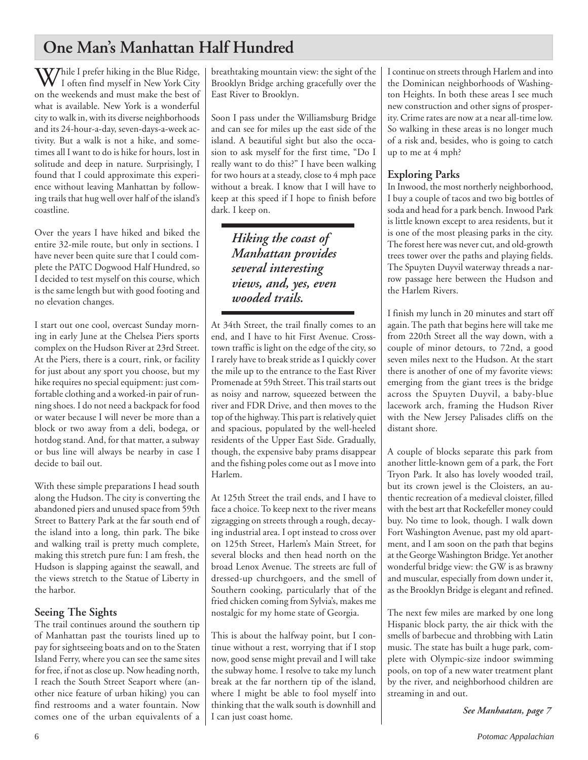# One Man's Manhattan Half Hundred

While I prefer hiking in the Blue Ridge, I often find myself in New York City on the weekends and must make the best of what is available. New York is a wonderful city to walk in, with its diverse neighborhoods and its 24-hour-a-day, seven-days-a-week activity. But a walk is not a hike, and sometimes all I want to do is hike for hours, lost in solitude and deep in nature. Surprisingly, I found that I could approximate this experience without leaving Manhattan by following trails that hug well over half of the island's coastline.

Over the years I have hiked and biked the entire 32-mile route, but only in sections. I have never been quite sure that I could complete the PATC Dogwood Half Hundred, so I decided to test myself on this course, which is the same length but with good footing and no elevation changes.

I start out one cool, overcast Sunday morning in early June at the Chelsea Piers sports complex on the Hudson River at 23rd Street. At the Piers, there is a court, rink, or facility for just about any sport you choose, but my hike requires no special equipment: just comfortable clothing and a worked-in pair of running shoes. I do not need a backpack for food or water because I will never be more than a block or two away from a deli, bodega, or hotdog stand. And, for that matter, a subway or bus line will always be nearby in case I decide to bail out.

With these simple preparations I head south along the Hudson. The city is converting the abandoned piers and unused space from 59th Street to Battery Park at the far south end of the island into a long, thin park. The bike and walking trail is pretty much complete, making this stretch pure fun: I am fresh, the Hudson is slapping against the seawall, and the views stretch to the Statue of Liberty in the harbor.

## Seeing The Sights

The trail continues around the southern tip of Manhattan past the tourists lined up to pay for sightseeing boats and on to the Staten Island Ferry, where you can see the same sites for free, if not as close up. Now heading north, I reach the South Street Seaport where (another nice feature of urban hiking) you can find restrooms and a water fountain. Now comes one of the urban equivalents of a breathtaking mountain view: the sight of the Brooklyn Bridge arching gracefully over the East River to Brooklyn.

Soon I pass under the Williamsburg Bridge and can see for miles up the east side of the island. A beautiful sight but also the occasion to ask myself for the first time, "Do I really want to do this?" I have been walking for two hours at a steady, close to 4 mph pace without a break. I know that I will have to keep at this speed if I hope to finish before dark. I keep on.

> ***Hiking the coast of Manhattan provides several interesting views, and, yes, even wooded trails.***

At 34th Street, the trail finally comes to an end, and I have to hit First Avenue. Crosstown traffic is light on the edge of the city, so I rarely have to break stride as I quickly cover the mile up to the entrance to the East River Promenade at 59th Street. This trail starts out as noisy and narrow, squeezed between the river and FDR Drive, and then moves to the top of the highway. This part is relatively quiet and spacious, populated by the well-heeled residents of the Upper East Side. Gradually, though, the expensive baby prams disappear and the fishing poles come out as I move into Harlem.

At 125th Street the trail ends, and I have to face a choice. To keep next to the river means zigzagging on streets through a rough, decaying industrial area. I opt instead to cross over on 125th Street, Harlem's Main Street, for several blocks and then head north on the broad Lenox Avenue. The streets are full of dressed-up churchgoers, and the smell of Southern cooking, particularly that of the fried chicken coming from Sylvia's, makes me nostalgic for my home state of Georgia.

This is about the halfway point, but I continue without a rest, worrying that if I stop now, good sense might prevail and I will take the subway home. I resolve to take my lunch break at the far northern tip of the island, where I might be able to fool myself into thinking that the walk south is downhill and I can just coast home.

I continue on streets through Harlem and into the Dominican neighborhoods of Washington Heights. In both these areas I see much new construction and other signs of prosperity. Crime rates are now at a near all-time low. So walking in these areas is no longer much of a risk and, besides, who is going to catch up to me at 4 mph?

## Exploring Parks

In Inwood, the most northerly neighborhood, I buy a couple of tacos and two big bottles of soda and head for a park bench. Inwood Park is little known except to area residents, but it is one of the most pleasing parks in the city. The forest here was never cut, and old-growth trees tower over the paths and playing fields. The Spuyten Duyvil waterway threads a narrow passage here between the Hudson and the Harlem Rivers.

I finish my lunch in 20 minutes and start off again. The path that begins here will take me from 220th Street all the way down, with a couple of minor detours, to 72nd, a good seven miles next to the Hudson. At the start there is another of one of my favorite views: emerging from the giant trees is the bridge across the Spuyten Duyvil, a baby-blue lacework arch, framing the Hudson River with the New Jersey Palisades cliffs on the distant shore.

A couple of blocks separate this park from another little-known gem of a park, the Fort Tryon Park. It also has lovely wooded trail, but its crown jewel is the Cloisters, an authentic recreation of a medieval cloister, filled with the best art that Rockefeller money could buy. No time to look, though. I walk down Fort Washington Avenue, past my old apartment, and I am soon on the path that begins at the George Washington Bridge. Yet another wonderful bridge view: the GW is as brawny and muscular, especially from down under it, as the Brooklyn Bridge is elegant and refined.

The next few miles are marked by one long Hispanic block party, the air thick with the smells of barbecue and throbbing with Latin music. The state has built a huge park, complete with Olympic-size indoor swimming pools, on top of a new water treatment plant by the river, and neighborhood children are streaming in and out.

*See Manhaatan, page 7*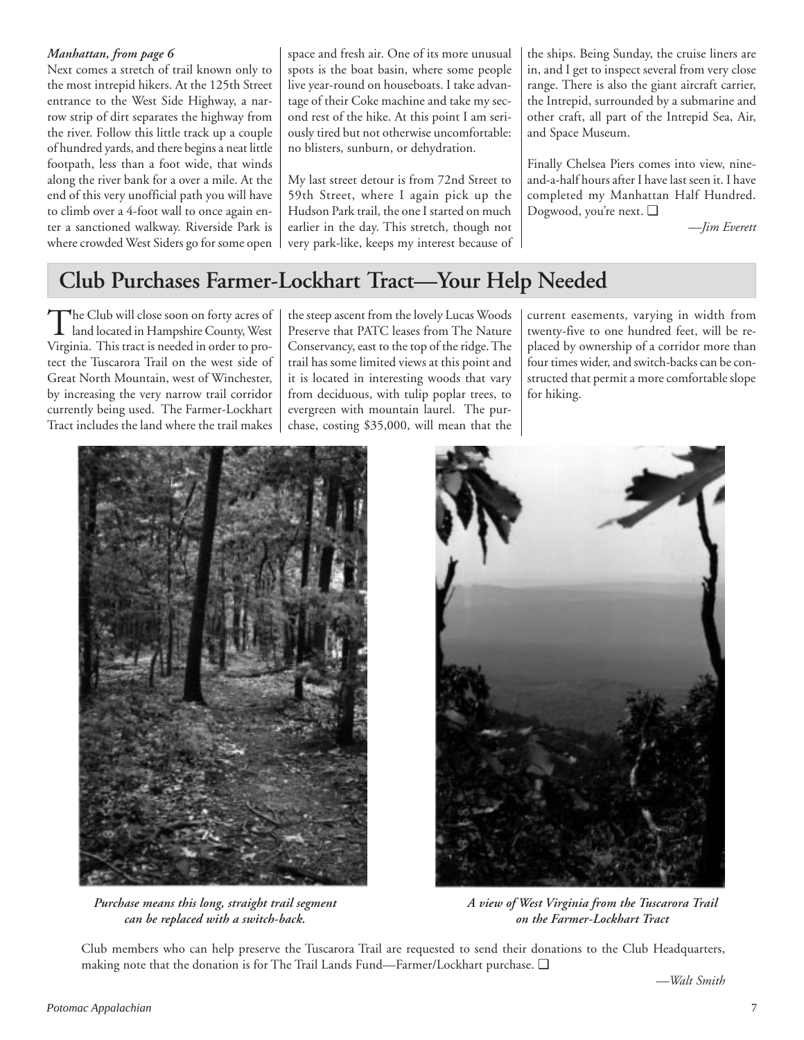***Manhattan, from page 6***

Next comes a stretch of trail known only to the most intrepid hikers. At the 125th Street entrance to the West Side Highway, a narrow strip of dirt separates the highway from the river. Follow this little track up a couple of hundred yards, and there begins a neat little footpath, less than a foot wide, that winds along the river bank for a over a mile. At the end of this very unofficial path you will have to climb over a 4-foot wall to once again enter a sanctioned walkway. Riverside Park is where crowded West Siders go for some open space and fresh air. One of its more unusual spots is the boat basin, where some people live year-round on houseboats. I take advantage of their Coke machine and take my second rest of the hike. At this point I am seriously tired but not otherwise uncomfortable: no blisters, sunburn, or dehydration.

My last street detour is from 72nd Street to 59th Street, where I again pick up the Hudson Park trail, the one I started on much earlier in the day. This stretch, though not very park-like, keeps my interest because of the ships. Being Sunday, the cruise liners are in, and I get to inspect several from very close range. There is also the giant aircraft carrier, the Intrepid, surrounded by a submarine and other craft, all part of the Intrepid Sea, Air, and Space Museum.

Finally Chelsea Piers comes into view, nine-and-a-half hours after I have last seen it. I have completed my Manhattan Half Hundred. Dogwood, you're next. ❑

*—Jim Everett*

## Club Purchases Farmer-Lockhart Tract—Your Help Needed

The Club will close soon on forty acres of land located in Hampshire County, West Virginia. This tract is needed in order to protect the Tuscarora Trail on the west side of Great North Mountain, west of Winchester, by increasing the very narrow trail corridor currently being used. The Farmer-Lockhart Tract includes the land where the trail makes the steep ascent from the lovely Lucas Woods Preserve that PATC leases from The Nature Conservancy, east to the top of the ridge. The trail has some limited views at this point and it is located in interesting woods that vary from deciduous, with tulip poplar trees, to evergreen with mountain laurel. The purchase, costing $35,000, will mean that the current easements, varying in width from twenty-five to one hundred feet, will be replaced by ownership of a corridor more than four times wider, and switch-backs can be constructed that permit a more comfortable slope for hiking.

***Purchase means this long, straight trail segment can be replaced with a switch-back.***

***A view of West Virginia from the Tuscarora Trail on the Farmer-Lockhart Tract***

Club members who can help preserve the Tuscarora Trail are requested to send their donations to the Club Headquarters, making note that the donation is for The Trail Lands Fund—Farmer/Lockhart purchase. ❑

*—Walt Smith*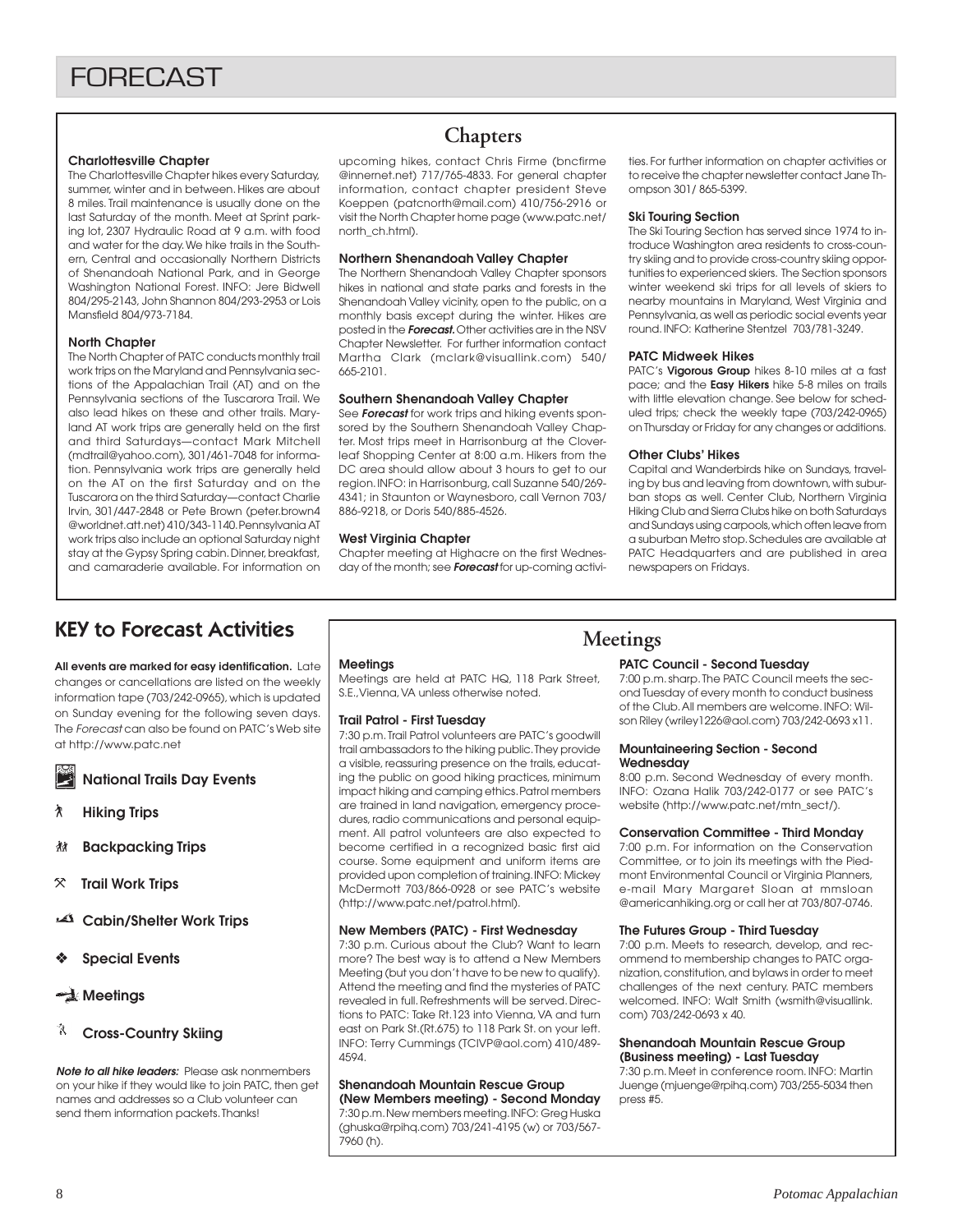# FORECAST

## Chapters

### Charlottesville Chapter

The Charlottesville Chapter hikes every Saturday, summer, winter and in between. Hikes are about 8 miles. Trail maintenance is usually done on the last Saturday of the month. Meet at Sprint parking lot, 2307 Hydraulic Road at 9 a.m. with food and water for the day. We hike trails in the Southern, Central and occasionally Northern Districts of Shenandoah National Park, and in George Washington National Forest. INFO: Jere Bidwell 804/295-2143, John Shannon 804/293-2953 or Lois Mansfield 804/973-7184.

### North Chapter

The North Chapter of PATC conducts monthly trail work trips on the Maryland and Pennsylvania sections of the Appalachian Trail (AT) and on the Pennsylvania sections of the Tuscarora Trail. We also lead hikes on these and other trails. Maryland AT work trips are generally held on the first and third Saturdays—contact Mark Mitchell (mdtrail@yahoo.com), 301/461-7048 for information. Pennsylvania work trips are generally held on the AT on the first Saturday and on the Tuscarora on the third Saturday—contact Charlie Irvin, 301/447-2848 or Pete Brown (peter.brown4 @worldnet.att.net) 410/343-1140. Pennsylvania AT work trips also include an optional Saturday night stay at the Gypsy Spring cabin. Dinner, breakfast, and camaraderie available. For information on upcoming hikes, contact Chris Firme (bncfirme @innernet.net) 717/765-4833. For general chapter information, contact chapter president Steve Koeppen (patcnorth@mail.com) 410/756-2916 or visit the North Chapter home page (www.patc.net/ north_ch.html).

### Northern Shenandoah Valley Chapter

The Northern Shenandoah Valley Chapter sponsors hikes in national and state parks and forests in the Shenandoah Valley vicinity, open to the public, on a monthly basis except during the winter. Hikes are posted in the ***Forecast.*** Other activities are in the NSV Chapter Newsletter. For further information contact Martha Clark (mclark@visuallink.com) 540/ 665-2101.

### Southern Shenandoah Valley Chapter

See ***Forecast*** for work trips and hiking events sponsored by the Southern Shenandoah Valley Chapter. Most trips meet in Harrisonburg at the Cloverleaf Shopping Center at 8:00 a.m. Hikers from the DC area should allow about 3 hours to get to our region. INFO: in Harrisonburg, call Suzanne 540/269-4341; in Staunton or Waynesboro, call Vernon 703/ 886-9218, or Doris 540/885-4526.

### West Virginia Chapter

Chapter meeting at Highacre on the first Wednesday of the month; see ***Forecast*** for up-coming activities. For further information on chapter activities or to receive the chapter newsletter contact Jane Thompson 301/ 865-5399.

### Ski Touring Section

The Ski Touring Section has served since 1974 to introduce Washington area residents to cross-country skiing and to provide cross-country skiing opportunities to experienced skiers. The Section sponsors winter weekend ski trips for all levels of skiers to nearby mountains in Maryland, West Virginia and Pennsylvania, as well as periodic social events year round. INFO: Katherine Stentzel 703/781-3249.

### PATC Midweek Hikes

PATC's **Vigorous Group** hikes 8-10 miles at a fast pace; and the **Easy Hikers** hike 5-8 miles on trails with little elevation change. See below for scheduled trips; check the weekly tape (703/242-0965) on Thursday or Friday for any changes or additions.

### Other Clubs' Hikes

Capital and Wanderbirds hike on Sundays, traveling by bus and leaving from downtown, with suburban stops as well. Center Club, Northern Virginia Hiking Club and Sierra Clubs hike on both Saturdays and Sundays using carpools, which often leave from a suburban Metro stop. Schedules are available at PATC Headquarters and are published in area newspapers on Fridays.

## KEY to Forecast Activities

**All events are marked for easy identification.** Late changes or cancellations are listed on the weekly information tape (703/242-0965), which is updated on Sunday evening for the following seven days. The *Forecast* can also be found on PATC's Web site at http://www.patc.net

- **National Trails Day Events**
- **Hiking Trips**
- **Backpacking Trips**
- **Trail Work Trips**
- **Cabin/Shelter Work Trips**
- **Special Events**
- **Meetings**
- **Cross-Country Skiing**

***Note to all hike leaders:*** Please ask nonmembers on your hike if they would like to join PATC, then get names and addresses so a Club volunteer can send them information packets. Thanks!

## Meetings

### Meetings

Meetings are held at PATC HQ, 118 Park Street, S.E., Vienna, VA unless otherwise noted.

### Trail Patrol - First Tuesday

7:30 p.m. Trail Patrol volunteers are PATC's goodwill trail ambassadors to the hiking public. They provide a visible, reassuring presence on the trails, educating the public on good hiking practices, minimum impact hiking and camping ethics. Patrol members are trained in land navigation, emergency procedures, radio communications and personal equipment. All patrol volunteers are also expected to become certified in a recognized basic first aid course. Some equipment and uniform items are provided upon completion of training. INFO: Mickey McDermott 703/866-0928 or see PATC's website (http://www.patc.net/patrol.html).

### New Members (PATC) - First Wednesday

7:30 p.m. Curious about the Club? Want to learn more? The best way is to attend a New Members Meeting (but you don't have to be new to qualify). Attend the meeting and find the mysteries of PATC revealed in full. Refreshments will be served. Directions to PATC: Take Rt.123 into Vienna, VA and turn east on Park St.(Rt.675) to 118 Park St. on your left. INFO: Terry Cummings (TCIVP@aol.com) 410/489-4594.

### Shenandoah Mountain Rescue Group (New Members meeting) - Second Monday

7:30 p.m. New members meeting. INFO: Greg Huska (ghuska@rpihq.com) 703/241-4195 (w) or 703/567-7960 (h).

### PATC Council - Second Tuesday

7:00 p.m. sharp. The PATC Council meets the second Tuesday of every month to conduct business of the Club. All members are welcome. INFO: Wilson Riley (wriley1226@aol.com) 703/242-0693 x11.

### Mountaineering Section - Second Wednesday

8:00 p.m. Second Wednesday of every month. INFO: Ozana Halik 703/242-0177 or see PATC's website (http://www.patc.net/mtn_sect/).

### Conservation Committee - Third Monday

7:00 p.m. For information on the Conservation Committee, or to join its meetings with the Piedmont Environmental Council or Virginia Planners, e-mail Mary Margaret Sloan at mmsloan @americanhiking.org or call her at 703/807-0746.

### The Futures Group - Third Tuesday

7:00 p.m. Meets to research, develop, and recommend to membership changes to PATC organization, constitution, and bylaws in order to meet challenges of the next century. PATC members welcomed. INFO: Walt Smith (wsmith@visuallink. com) 703/242-0693 x 40.

### Shenandoah Mountain Rescue Group (Business meeting) - Last Tuesday

7:30 p.m. Meet in conference room. INFO: Martin Juenge (mjuenge@rpihq.com) 703/255-5034 then press #5.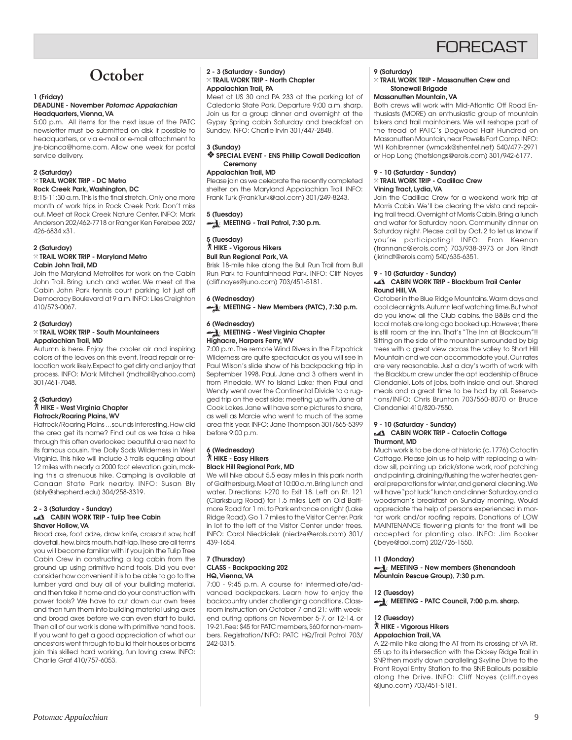# FORECAST

## October

**1 (Friday)**
**DEADLINE - November *Potomac Appalachian***
**Headquarters, Vienna, VA**

5:00 p.m. All items for the next issue of the PATC newsletter must be submitted on disk if possible to headquarters, or via e-mail or e-mail attachment to jns-bianca@home.com. Allow one week for postal service delivery.

**2 (Saturday)**
**TRAIL WORK TRIP - DC Metro**
**Rock Creek Park, Washington, DC**

8:15-11:30 a.m. This is the final stretch. Only one more month of work trips in Rock Creek Park. Don't miss out. Meet at Rock Creek Nature Center. INFO: Mark Anderson 202/462-7718 or Ranger Ken Ferebee 202/426-6834 x31.

**2 (Saturday)**
**TRAIL WORK TRIP - Maryland Metro**
**Cabin John Trail, MD**

Join the Maryland Metrolites for work on the Cabin John Trail. Bring lunch and water. We meet at the Cabin John Park tennis court parking lot just off Democracy Boulevard at 9 a.m. INFO: Liles Creighton 410/573-0067.

**2 (Saturday)**
**TRAIL WORK TRIP - South Mountaineers**
**Appalachian Trail, MD**

Autumn is here. Enjoy the cooler air and inspiring colors of the leaves on this event. Tread repair or relocation work likely. Expect to get dirty and enjoy that process. INFO: Mark Mitchell (mdtrail@yahoo.com) 301/461-7048.

**2 (Saturday)**
**HIKE - West Virginia Chapter**
**Flatrock/Roaring Plains, WV**

Flatrock/Roaring Plains ... sounds interesting. How did the area get its name? Find out as we take a hike through this often overlooked beautiful area next to its famous cousin, the Dolly Sods Wilderness in West Virginia. This hike will include 3 trails equaling about 12 miles with nearly a 2000 foot elevation gain, making this a strenuous hike. Camping is available at Canaan State Park nearby. INFO: Susan Bly (sbly@shepherd.edu) 304/258-3319.

**2 - 3 (Saturday - Sunday)**
**CABIN WORK TRIP - Tulip Tree Cabin**
**Shaver Hollow, VA**

Broad axe, foot adze, draw knife, crosscut saw, half dovetail, hew, birds mouth, half-lap. These are all terms you will become familiar with if you join the Tulip Tree Cabin Crew in constructing a log cabin from the ground up using primitive hand tools. Did you ever consider how convenient it is to be able to go to the lumber yard and buy all of your building material, and then take it home and do your construction with power tools? We have to cut down our own trees and then turn them into building material using axes and broad axes before we can even start to build. Then all of our work is done with primitive hand tools. If you want to get a good appreciation of what our ancestors went through to build their houses or barns join this skilled hard working, fun loving crew. INFO: Charlie Graf 410/757-6053.

**2 - 3 (Saturday - Sunday)**
**TRAIL WORK TRIP - North Chapter**
**Appalachian Trail, PA**

Meet at US 30 and PA 233 at the parking lot of Caledonia State Park. Departure 9:00 a.m. sharp. Join us for a group dinner and overnight at the Gypsy Spring cabin Saturday and breakfast on Sunday. INFO: Charlie Irvin 301/447-2848.

**3 (Sunday)**
**❖ SPECIAL EVENT - ENS Phillip Cowall Dedication Ceremony**
**Appalachian Trail, MD**

Please join as we celebrate the recently completed shelter on the Maryland Appalachian Trail. INFO: Frank Turk (FrankTurk@aol.com) 301/249-8243.

**5 (Tuesday)**
**MEETING - Trail Patrol, 7:30 p.m.**

**5 (Tuesday)**
**HIKE - Vigorous Hikers**
**Bull Run Regional Park, VA**

Brisk 18-mile hike along the Bull Run Trail from Bull Run Park to Fountainhead Park. INFO: Cliff Noyes (cliff.noyes@juno.com) 703/451-5181.

**6 (Wednesday)**
**MEETING - New Members (PATC), 7:30 p.m.**

**6 (Wednesday)**
**MEETING - West Virginia Chapter**
**Highacre, Harpers Ferry, WV**

7:00 p.m. The remote Wind Rivers in the Fitzpatrick Wilderness are quite spectacular, as you will see in Paul Wilson's slide show of his backpacking trip in September 1998. Paul, Jane and 3 others went in from Pinedale, WY to Island Lake; then Paul and Wendy went over the Continental Divide to a rugged trip on the east side; meeting up with Jane at Cook Lakes. Jane will have some pictures to share, as well as Marcie who went to much of the same area this year. INFO: Jane Thompson 301/865-5399 before 9:00 p.m.

**6 (Wednesday)**
**HIKE - Easy Hikers**
**Black Hill Regional Park, MD**

We will hike about 5.5 easy miles in this park north of Gaithersburg. Meet at 10:00 a.m. Bring lunch and water. Directions: I-270 to Exit 18. Left on Rt. 121 (Clarksburg Road) for 1.5 miles. Left on Old Baltimore Road for 1 mi. to Park entrance on right (Lake Ridge Road). Go 1.7 miles to the Visitor Center. Park in lot to the left of the Visitor Center under trees. INFO: Carol Niedzialek (niedze@erols.com) 301/439-1654.

**7 (Thursday)**
**CLASS - Backpacking 202**
**HQ, Vienna, VA**

7:00 - 9:45 p.m. A course for intermediate/advanced backpackers. Learn how to enjoy the backcountry under challenging conditions. Classroom instruction on October 7 and 21; with weekend outing options on November 5-7, or 12-14, or 19-21. Fee: $45 for PATC members, $60 for non-members. Registration/INFO: PATC HQ/Trail Patrol 703/242-0315.

**9 (Saturday)**
**TRAIL WORK TRIP - Massanutten Crew and Stonewall Brigade**
**Massanutten Mountain, VA**

Both crews will work with Mid-Atlantic Off Road Enthusiasts (MORE) an enthusiastic group of mountain bikers and trail maintainers. We will reshape part of the tread of PATC's Dogwood Half Hundred on Massanutten Mountain, near Powells Fort Camp. INFO: Wil Kohlbrenner (wmaxk@shentel.net) 540/477-2971 or Hop Long (thefslongs@erols.com) 301/942-6177.

**9 - 10 (Saturday - Sunday)**
**TRAIL WORK TRIP - Cadillac Crew**
**Vining Tract, Lydia, VA**

Join the Cadillac Crew for a weekend work trip at Morris Cabin. We'll be clearing the vista and repairing trail tread. Overnight at Morris Cabin. Bring a lunch and water for Saturday noon. Community dinner on Saturday night. Please call by Oct. 2 to let us know if you're participating! INFO: Fran Keenan (frannanc@erols.com) 703/938-3973 or Jon Rindt (jkrindt@erols.com) 540/635-6351.

**9 - 10 (Saturday - Sunday)**
**CABIN WORK TRIP - Blackburn Trail Center**
**Round Hill, VA**

October in the Blue Ridge Mountains. Warm days and cool clear nights. Autumn leaf watching time. But what do you know, all the Club cabins, the B&Bs and the local motels are long ago booked up. However, there is still room at the inn. That's "The Inn at Blackburn"!! Sitting on the side of the mountain surrounded by big trees with a great view across the valley to Short Hill Mountain and we can accommodate you! Our rates are very reasonable. Just a day's worth of work with the Blackburn crew under the apt leadership of Bruce Clendaniel. Lots of jobs, both inside and out. Shared meals and a great time to be had by all. Reservations/INFO: Chris Brunton 703/560-8070 or Bruce Clendaniel 410/820-7550.

**9 - 10 (Saturday - Sunday)**
**CABIN WORK TRIP - Catoctin Cottage**
**Thurmont, MD**

Much work is to be done at historic (c. 1776) Catoctin Cottage. Please join us to help with replacing a window sill, pointing up brick/stone work, roof patching and painting, draining/flushing the water heater, general preparations for winter, and general cleaning. We will have "pot luck" lunch and dinner Saturday, and a woodsman's breakfast on Sunday morning. Would appreciate the help of persons experienced in mortar work and/or roofing repairs. Donations of LOW MAINTENANCE flowering plants for the front will be accepted for planting also. INFO: Jim Booker (jbeye@aol.com) 202/726-1550.

**11 (Monday)**
**MEETING - New members (Shenandoah Mountain Rescue Group), 7:30 p.m.**

**12 (Tuesday)**
**MEETING - PATC Council, 7:00 p.m. sharp.**

**12 (Tuesday)**
**HIKE - Vigorous Hikers**
**Appalachian Trail, VA**

A 22-mile hike along the AT from its crossing of VA Rt. 55 up to its intersection with the Dickey Ridge Trail in SNP, then mostly down paralleling Skyline Drive to the Front Royal Entry Station to the SNP. Bailouts possible along the Drive. INFO: Cliff Noyes (cliff.noyes@juno.com) 703/451-5181.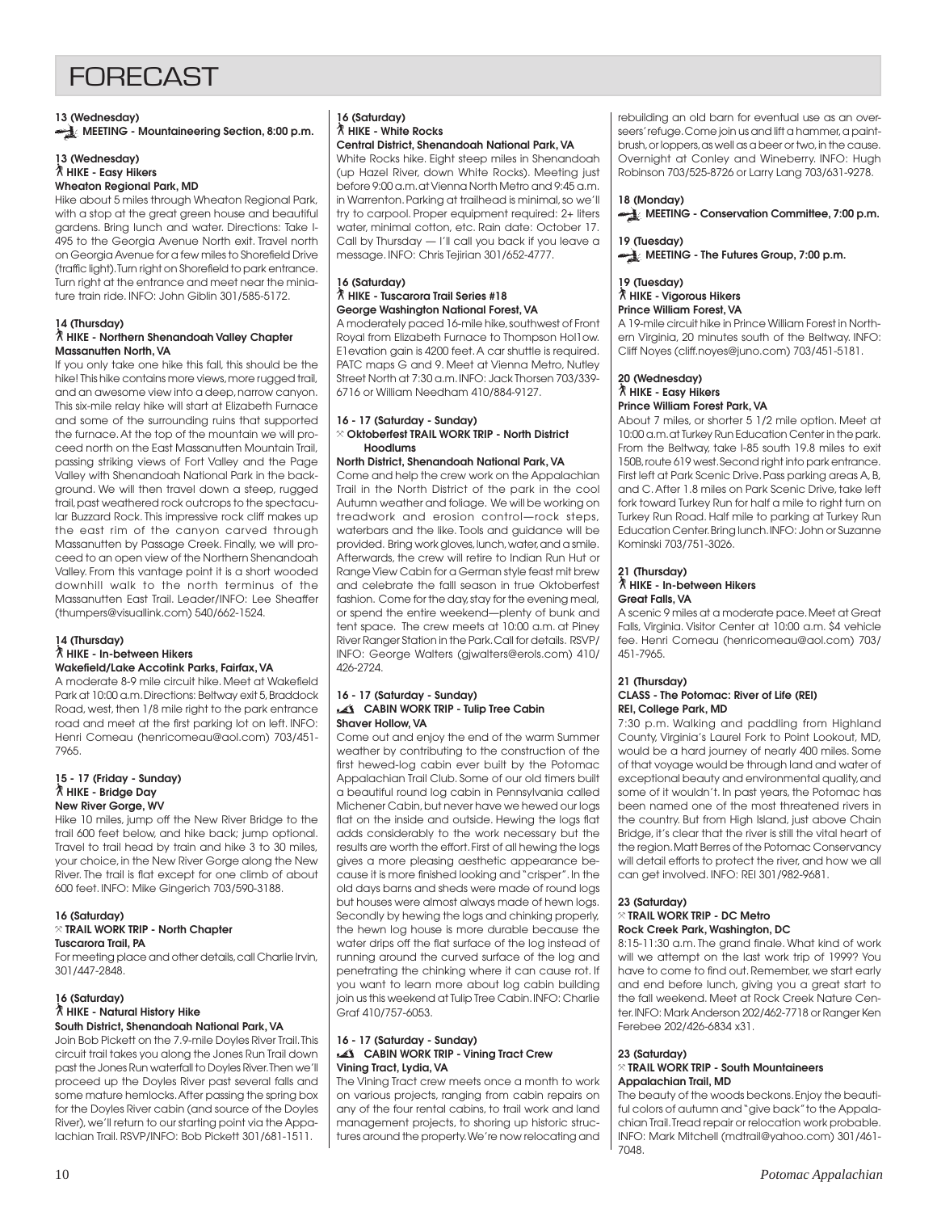# FORECAST

**13 (Wednesday)**
**MEETING - Mountaineering Section, 8:00 p.m.**

**13 (Wednesday)**
**HIKE - Easy Hikers**
**Wheaton Regional Park, MD**

Hike about 5 miles through Wheaton Regional Park, with a stop at the great green house and beautiful gardens. Bring lunch and water. Directions: Take I-495 to the Georgia Avenue North exit. Travel north on Georgia Avenue for a few miles to Shorefield Drive (traffic light). Turn right on Shorefield to park entrance. Turn right at the entrance and meet near the miniature train ride. INFO: John Giblin 301/585-5172.

**14 (Thursday)**
**HIKE - Northern Shenandoah Valley Chapter**
**Massanutten North, VA**

If you only take one hike this fall, this should be the hike! This hike contains more views, more rugged trail, and an awesome view into a deep, narrow canyon. This six-mile relay hike will start at Elizabeth Furnace and some of the surrounding ruins that supported the furnace. At the top of the mountain we will proceed north on the East Massanutten Mountain Trail, passing striking views of Fort Valley and the Page Valley with Shenandoah National Park in the background. We will then travel down a steep, rugged trail, past weathered rock outcrops to the spectacular Buzzard Rock. This impressive rock cliff makes up the east rim of the canyon carved through Massanutten by Passage Creek. Finally, we will proceed to an open view of the Northern Shenandoah Valley. From this vantage point it is a short wooded downhill walk to the north terminus of the Massanutten East Trail. Leader/INFO: Lee Sheaffer (thumpers@visuallink.com) 540/662-1524.

**14 (Thursday)**
**HIKE - In-between Hikers**
**Wakefield/Lake Accotink Parks, Fairfax, VA**

A moderate 8-9 mile circuit hike. Meet at Wakefield Park at 10:00 a.m. Directions: Beltway exit 5, Braddock Road, west, then 1/8 mile right to the park entrance road and meet at the first parking lot on left. INFO: Henri Comeau (henricomeau@aol.com) 703/451-7965.

**15 - 17 (Friday - Sunday)**
**HIKE - Bridge Day**
**New River Gorge, WV**

Hike 10 miles, jump off the New River Bridge to the trail 600 feet below, and hike back; jump optional. Travel to trail head by train and hike 3 to 30 miles, your choice, in the New River Gorge along the New River. The trail is flat except for one climb of about 600 feet. INFO: Mike Gingerich 703/590-3188.

**16 (Saturday)**
**TRAIL WORK TRIP - North Chapter**
**Tuscarora Trail, PA**

For meeting place and other details, call Charlie Irvin, 301/447-2848.

**16 (Saturday)**
**HIKE - Natural History Hike**
**South District, Shenandoah National Park, VA**

Join Bob Pickett on the 7.9-mile Doyles River Trail. This circuit trail takes you along the Jones Run Trail down past the Jones Run waterfall to Doyles River. Then we'll proceed up the Doyles River past several falls and some mature hemlocks. After passing the spring box for the Doyles River cabin (and source of the Doyles River), we'll return to our starting point via the Appalachian Trail. RSVP/INFO: Bob Pickett 301/681-1511.

**16 (Saturday)**
**HIKE - White Rocks**
**Central District, Shenandoah National Park, VA**

White Rocks hike. Eight steep miles in Shenandoah (up Hazel River, down White Rocks). Meeting just before 9:00 a.m. at Vienna North Metro and 9:45 a.m. in Warrenton. Parking at trailhead is minimal, so we'll try to carpool. Proper equipment required: 2+ liters water, minimal cotton, etc. Rain date: October 17. Call by Thursday — I'll call you back if you leave a message. INFO: Chris Tejirian 301/652-4777.

**16 (Saturday)**
**HIKE - Tuscarora Trail Series #18**
**George Washington National Forest, VA**

A moderately paced 16-mile hike, southwest of Front Royal from Elizabeth Furnace to Thompson Hol1ow. E1evation gain is 4200 feet. A car shuttle is required. PATC maps G and 9. Meet at Vienna Metro, Nutley Street North at 7:30 a.m. INFO: Jack Thorsen 703/339-6716 or William Needham 410/884-9127.

**16 - 17 (Saturday - Sunday)**
**Oktoberfest TRAIL WORK TRIP - North District Hoodlums**
**North District, Shenandoah National Park, VA**

Come and help the crew work on the Appalachian Trail in the North District of the park in the cool Autumn weather and foliage. We will be working on treadwork and erosion control—rock steps, waterbars and the like. Tools and guidance will be provided. Bring work gloves, lunch, water, and a smile. Afterwards, the crew will retire to Indian Run Hut or Range View Cabin for a German style feast mit brew and celebrate the falll season in true Oktoberfest fashion. Come for the day, stay for the evening meal, or spend the entire weekend—plenty of bunk and tent space. The crew meets at 10:00 a.m. at Piney River Ranger Station in the Park. Call for details. RSVP/INFO: George Walters (gjwalters@erols.com) 410/426-2724.

**16 - 17 (Saturday - Sunday)**
**CABIN WORK TRIP - Tulip Tree Cabin**
**Shaver Hollow, VA**

Come out and enjoy the end of the warm Summer weather by contributing to the construction of the first hewed-log cabin ever built by the Potomac Appalachian Trail Club. Some of our old timers built a beautiful round log cabin in Pennsylvania called Michener Cabin, but never have we hewed our logs flat on the inside and outside. Hewing the logs flat adds considerably to the work necessary but the results are worth the effort. First of all hewing the logs gives a more pleasing aesthetic appearance because it is more finished looking and "crisper". In the old days barns and sheds were made of round logs but houses were almost always made of hewn logs. Secondly by hewing the logs and chinking properly, the hewn log house is more durable because the water drips off the flat surface of the log instead of running around the curved surface of the log and penetrating the chinking where it can cause rot. If you want to learn more about log cabin building join us this weekend at Tulip Tree Cabin. INFO: Charlie Graf 410/757-6053.

**16 - 17 (Saturday - Sunday)**
**CABIN WORK TRIP - Vining Tract Crew**
**Vining Tract, Lydia, VA**

The Vining Tract crew meets once a month to work on various projects, ranging from cabin repairs on any of the four rental cabins, to trail work and land management projects, to shoring up historic structures around the property. We're now relocating and rebuilding an old barn for eventual use as an overseers' refuge. Come join us and lift a hammer, a paintbrush, or loppers, as well as a beer or two, in the cause. Overnight at Conley and Wineberry. INFO: Hugh Robinson 703/525-8726 or Larry Lang 703/631-9278.

**18 (Monday)**
**MEETING - Conservation Committee, 7:00 p.m.**

**19 (Tuesday)**
**MEETING - The Futures Group, 7:00 p.m.**

**19 (Tuesday)**
**HIKE - Vigorous Hikers**
**Prince William Forest, VA**

A 19-mile circuit hike in Prince William Forest in Northern Virginia, 20 minutes south of the Beltway. INFO: Cliff Noyes (cliff.noyes@juno.com) 703/451-5181.

**20 (Wednesday)**
**HIKE - Easy Hikers**
**Prince William Forest Park, VA**

About 7 miles, or shorter 5 1/2 mile option. Meet at 10:00 a.m. at Turkey Run Education Center in the park. From the Beltway, take I-85 south 19.8 miles to exit 150B, route 619 west. Second right into park entrance. First left at Park Scenic Drive. Pass parking areas A, B, and C. After 1.8 miles on Park Scenic Drive, take left fork toward Turkey Run for half a mile to right turn on Turkey Run Road. Half mile to parking at Turkey Run Education Center. Bring lunch. INFO: John or Suzanne Kominski 703/751-3026.

**21 (Thursday)**
**HIKE - In-between Hikers**
**Great Falls, VA**

A scenic 9 miles at a moderate pace. Meet at Great Falls, Virginia. Visitor Center at 10:00 a.m. $4 vehicle fee. Henri Comeau (henricomeau@aol.com) 703/451-7965.

**21 (Thursday)**
**CLASS - The Potomac: River of Life (REI)**
**REI, College Park, MD**

7:30 p.m. Walking and paddling from Highland County, Virginia's Laurel Fork to Point Lookout, MD, would be a hard journey of nearly 400 miles. Some of that voyage would be through land and water of exceptional beauty and environmental quality, and some of it wouldn't. In past years, the Potomac has been named one of the most threatened rivers in the country. But from High Island, just above Chain Bridge, it's clear that the river is still the vital heart of the region. Matt Berres of the Potomac Conservancy will detail efforts to protect the river, and how we all can get involved. INFO: REI 301/982-9681.

**23 (Saturday)**
**TRAIL WORK TRIP - DC Metro**
**Rock Creek Park, Washington, DC**

8:15-11:30 a.m. The grand finale. What kind of work will we attempt on the last work trip of 1999? You have to come to find out. Remember, we start early and end before lunch, giving you a great start to the fall weekend. Meet at Rock Creek Nature Center. INFO: Mark Anderson 202/462-7718 or Ranger Ken Ferebee 202/426-6834 x31.

**23 (Saturday)**
**TRAIL WORK TRIP - South Mountaineers**
**Appalachian Trail, MD**

The beauty of the woods beckons. Enjoy the beautiful colors of autumn and "give back" to the Appalachian Trail. Tread repair or relocation work probable. INFO: Mark Mitchell (mdtrail@yahoo.com) 301/461-7048.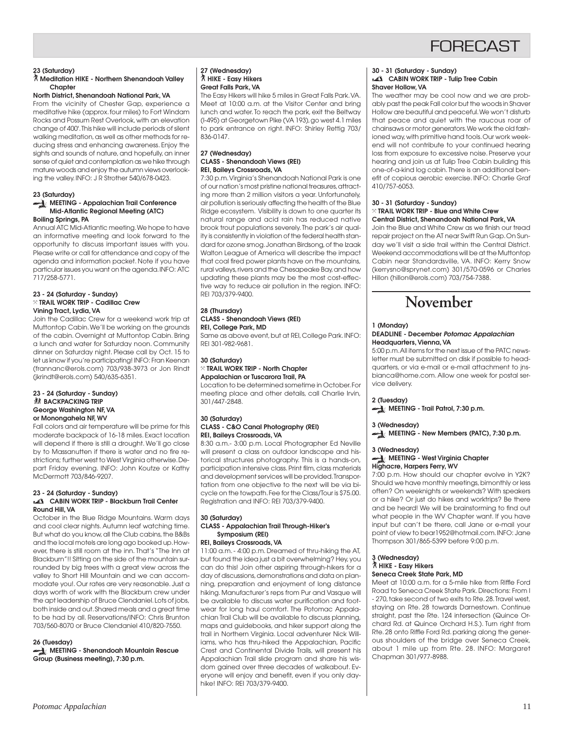# FORECAST

**23 (Saturday)**
**Meditation HIKE - Northern Shenandoah Valley Chapter**
**North District, Shenandoah National Park, VA**

From the vicinity of Chester Gap, experience a meditative hike (approx. four miles) to Fort Windam Rocks and Possum Rest Overlook, with an elevation change of 400'. This hike will include periods of silent walking meditation, as well as other methods for reducing stress and enhancing awareness. Enjoy the sights and sounds of nature, and hopefully, an inner sense of quiet and contemplation as we hike through mature woods and enjoy the autumn views overlooking the valley. INFO: J R Strother 540/678-0423.

**23 (Saturday)**
**MEETING - Appalachian Trail Conference Mid-Atlantic Regional Meeting (ATC)**
**Boiling Springs, PA**

Annual ATC Mid-Atlantic meeting. We hope to have an informative meeting and look forward to the opportunity to discuss important issues with you. Please write or call for attendance and copy of the agenda and information packet. Note if you have particular issues you want on the agenda. INFO: ATC 717/258-5771.

**23 - 24 (Saturday - Sunday)**
**TRAIL WORK TRIP - Cadillac Crew**
**Vining Tract, Lydia, VA**

Join the Cadillac Crew for a weekend work trip at Muttontop Cabin. We'll be working on the grounds of the cabin. Overnight at Muttontop Cabin. Bring a lunch and water for Saturday noon. Community dinner on Saturday night. Please call by Oct. 15 to let us know if you're participating! INFO: Fran Keenan (frannanc@erols.com) 703/938-3973 or Jon Rindt (jkrindt@erols.com) 540/635-6351.

**23 - 24 (Saturday - Sunday)**
**BACKPACKING TRIP**
**George Washington NF, VA or Monongahela NF, WV**

Fall colors and air temperature will be prime for this moderate backpack of 16-18 miles. Exact location will depend if there is still a drought. We'll go close by to Massanutten if there is water and no fire restrictions; further west to West Virginia otherwise. Depart Friday evening. INFO: John Koutze or Kathy McDermott 703/846-9207.

**23 - 24 (Saturday - Sunday)**
**CABIN WORK TRIP - Blackburn Trail Center**
**Round Hill, VA**

October in the Blue Ridge Mountains. Warm days and cool clear nights. Autumn leaf watching time. But what do you know, all the Club cabins, the B&Bs and the local motels are long ago booked up. However, there is still room at the inn. That's "The Inn at Blackburn"!! Sitting on the side of the mountain surrounded by big trees with a great view across the valley to Short Hill Mountain and we can accommodate you!. Our rates are very reasonable. Just a days worth of work with the Blackburn crew under the apt leadership of Bruce Clendaniel. Lots of jobs, both inside and out. Shared meals and a great time to be had by all. Reservations/INFO: Chris Brunton 703/560-8070 or Bruce Clendaniel 410/820-7550.

**26 (Tuesday)**
**MEETING - Shenandoah Mountain Rescue Group (Business meeting), 7:30 p.m.**

**27 (Wednesday)**
**HIKE - Easy Hikers**
**Great Falls Park, VA**

The Easy Hikers will hike 5 miles in Great Falls Park. VA. Meet at 10:00 a.m. at the Visitor Center and bring lunch and water. To reach the park, exit the Beltway (I-495) at Georgetown Pike (VA 193), go west 4.1 miles to park entrance on right. INFO: Shirley Rettig 703/836-0147.

**27 (Wednesday)**
**CLASS - Shenandoah Views (REI)**
**REI, Baileys Crossroads, VA**

7:30 p.m. Virginia's Shenandoah National Park is one of our nation's most pristine national treasures, attracting more than 2 million visitors a year. Unfortunately, air pollution is seriously affecting the health of the Blue Ridge ecosystem. Visibility is down to one quarter its natural range and acid rain has reduced native brook trout populations severely. The park's air quality is consistently in violation of the federal health standard for ozone smog. Jonathan Birdsong, of the Izaak Walton League of America will describe the impact that coal fired power plants have on the mountains, rural valleys, rivers and the Chesapeake Bay, and how updating these plants may be the most cost-effective way to reduce air pollution in the region. INFO: REI 703/379-9400.

**28 (Thursday)**
**CLASS - Shenandoah Views (REI)**
**REI, College Park, MD**

Same as above event, but at REI, College Park. INFO: REI 301-982-9681.

**30 (Saturday)**
**TRAIL WORK TRIP - North Chapter**
**Appalachian or Tuscarora Trail, PA**

Location to be determined sometime in October. For meeting place and other details, call Charlie Irvin, 301/447-2848.

**30 (Saturday)**
**CLASS - C&O Canal Photography (REI)**
**REI, Baileys Crossroads, VA**

8:30 a.m.- 3:00 p.m. Local Photographer Ed Neville will present a class on outdoor landscape and historical structures photography. This is a hands-on, participation intensive class. Print film, class materials and development services will be provided. Transportation from one objective to the next will be via bicycle on the towpath. Fee for the Class/Tour is $75.00. Registration and INFO: REI 703/379-9400.

**30 (Saturday)**
**CLASS - Appalachian Trail Through-Hiker's Symposium (REI)**
**REI, Baileys Crossroads, VA**

11:00 a.m. - 4:00 p.m. Dreamed of thru-hiking the AT, but found the idea just a bit overwhelming? Hey, you can do this! Join other aspiring through-hikers for a day of discussions, demonstrations and data on planning, preparation and enjoyment of long distance hiking. Manufacturer's reps from Pur and Vasque will be available to discuss water purification and footwear for long haul comfort. The Potomac Appalachian Trail Club will be available to discuss planning, maps and guidebooks, and hiker support along the trail in Northern Virginia. Local adventurer Nick Williams, who has thru-hiked the Appalachian, Pacific Crest and Continental Divide Trails, will present his Appalachian Trail slide program and share his wisdom gained over three decades of walkabout. Everyone will enjoy and benefit, even if you only day-hike! INFO: REI 703/379-9400.

**30 - 31 (Saturday - Sunday)**
**CABIN WORK TRIP - Tulip Tree Cabin**
**Shaver Hollow, VA**

The weather may be cool now and we are probably past the peak Fall color but the woods in Shaver Hollow are beautiful and peaceful. We won't disturb that peace and quiet with the raucous roar of chainsaws or motor generators. We work the old fashioned way, with primitive hand tools. Our work weekend will not contribute to your continued hearing loss from exposure to excessive noise. Preserve your hearing and join us at Tulip Tree Cabin building this one-of-a-kind log cabin. There is an additional benefit of copious aerobic exercise. INFO: Charlie Graf 410/757-6053.

**30 - 31 (Saturday - Sunday)**
**TRAIL WORK TRIP - Blue and White Crew**
**Central District, Shenandoah National Park, VA**

Join the Blue and White Crew as we finish our tread repair project on the AT near Swift Run Gap. On Sunday we'll visit a side trail within the Central District. Weekend accommodations will be at the Muttontop Cabin near Standardsville, VA. INFO: Kerry Snow (kerrysno@sprynet.com) 301/570-0596 or Charles Hillon (hillon@erols.com) 703/754-7388.

## November

**1 (Monday)**
**DEADLINE - December *Potomac Appalachian***
**Headquarters, Vienna, VA**

5:00 p.m. All items for the next issue of the PATC newsletter must be submitted on disk if possible to headquarters, or via e-mail or e-mail attachment to jnsbianca@home.com. Allow one week for postal service delivery.

**2 (Tuesday)**
**MEETING - Trail Patrol, 7:30 p.m.**

**3 (Wednesday)**
**MEETING - New Members (PATC), 7:30 p.m.**

**3 (Wednesday)**
**MEETING - West Virginia Chapter**
**Highacre, Harpers Ferry, WV**

7:00 p.m. How should our chapter evolve in Y2K? Should we have monthly meetings, bimonthly or less often? On weeknights or weekends? With speakers or a hike? Or just do hikes and worktrips? Be there and be heard! We will be brainstorming to find out what people in the WV Chapter want. If you have input but can't be there, call Jane or e-mail your point of view to bear1952@hotmail.com. INFO: Jane Thompson 301/865-5399 before 9:00 p.m.

**3 (Wednesday)**
**HIKE - Easy Hikers**
**Seneca Creek State Park, MD**

Meet at 10:00 a.m. for a 5-mile hike from Riffle Ford Road to Seneca Creek State Park. Directions: From I-270, take second of two exits to Rte. 28. Travel west, staying on Rte. 28 towards Darnestown. Continue straight, past the Rte. 124 intersection (Quince Orchard Rd. at Quince Orchard H.S.). Turn right from Rte. 28 onto Riffle Ford Rd. parking along the generous shoulders of the bridge over Seneca Creek, about 1 mile up from Rte. 28. INFO: Margaret Chapman 301/977-8988.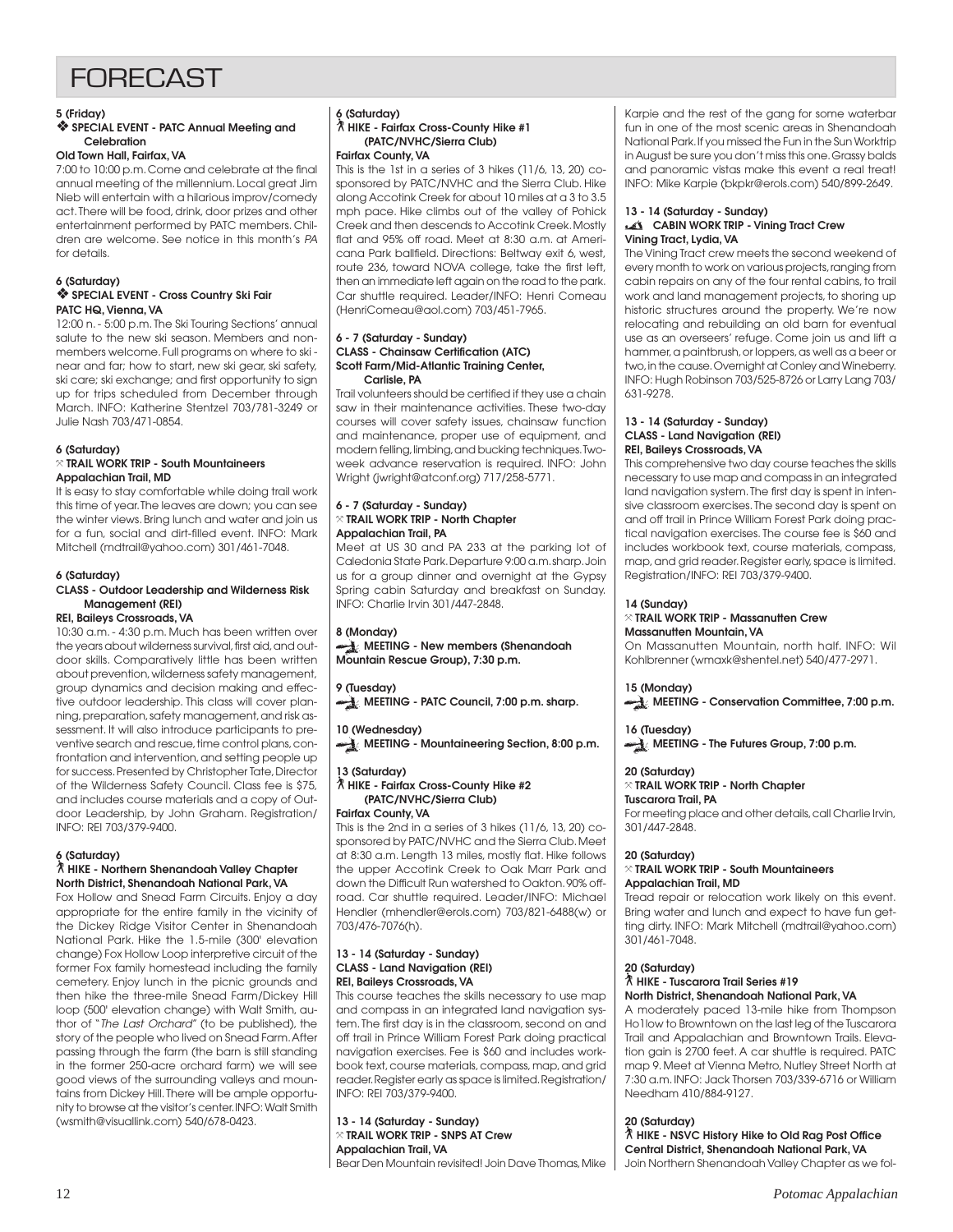# FORECAST

**5 (Friday)**
**❖ SPECIAL EVENT - PATC Annual Meeting and Celebration**
**Old Town Hall, Fairfax, VA**

7:00 to 10:00 p.m. Come and celebrate at the final annual meeting of the millennium. Local great Jim Nieb will entertain with a hilarious improv/comedy act. There will be food, drink, door prizes and other entertainment performed by PATC members. Children are welcome. See notice in this month's *PA* for details.

**6 (Saturday)**
**❖ SPECIAL EVENT - Cross Country Ski Fair**
**PATC HQ, Vienna, VA**

12:00 n. - 5:00 p.m. The Ski Touring Sections' annual salute to the new ski season. Members and nonmembers welcome. Full programs on where to ski - near and far; how to start, new ski gear, ski safety, ski care; ski exchange; and first opportunity to sign up for trips scheduled from December through March. INFO: Katherine Stentzel 703/781-3249 or Julie Nash 703/471-0854.

**6 (Saturday)**
**TRAIL WORK TRIP - South Mountaineers**
**Appalachian Trail, MD**

It is easy to stay comfortable while doing trail work this time of year. The leaves are down; you can see the winter views. Bring lunch and water and join us for a fun, social and dirt-filled event. INFO: Mark Mitchell (mdtrail@yahoo.com) 301/461-7048.

**6 (Saturday)**
**CLASS - Outdoor Leadership and Wilderness Risk Management (REI)**
**REI, Baileys Crossroads, VA**

10:30 a.m. - 4:30 p.m. Much has been written over the years about wilderness survival, first aid, and outdoor skills. Comparatively little has been written about prevention, wilderness safety management, group dynamics and decision making and effective outdoor leadership. This class will cover planning, preparation, safety management, and risk assessment. It will also introduce participants to preventive search and rescue, time control plans, confrontation and intervention, and setting people up for success. Presented by Christopher Tate, Director of the Wilderness Safety Council. Class fee is $75, and includes course materials and a copy of Outdoor Leadership, by John Graham. Registration/ INFO: REI 703/379-9400.

**6 (Saturday)**
**HIKE - Northern Shenandoah Valley Chapter**
**North District, Shenandoah National Park, VA**

Fox Hollow and Snead Farm Circuits. Enjoy a day appropriate for the entire family in the vicinity of the Dickey Ridge Visitor Center in Shenandoah National Park. Hike the 1.5-mile (300' elevation change) Fox Hollow Loop interpretive circuit of the former Fox family homestead including the family cemetery. Enjoy lunch in the picnic grounds and then hike the three-mile Snead Farm/Dickey Hill loop (500' elevation change) with Walt Smith, author of "*The Last Orchard*" (to be published), the story of the people who lived on Snead Farm. After passing through the farm (the barn is still standing in the former 250-acre orchard farm) we will see good views of the surrounding valleys and mountains from Dickey Hill. There will be ample opportunity to browse at the visitor's center. INFO: Walt Smith (wsmith@visuallink.com) 540/678-0423.

**6 (Saturday)**
**HIKE - Fairfax Cross-County Hike #1 (PATC/NVHC/Sierra Club)**
**Fairfax County, VA**

This is the 1st in a series of 3 hikes (11/6, 13, 20) cosponsored by PATC/NVHC and the Sierra Club. Hike along Accotink Creek for about 10 miles at a 3 to 3.5 mph pace. Hike climbs out of the valley of Pohick Creek and then descends to Accotink Creek. Mostly flat and 95% off road. Meet at 8:30 a.m. at Americana Park ballfield. Directions: Beltway exit 6, west, route 236, toward NOVA college, take the first left, then an immediate left again on the road to the park. Car shuttle required. Leader/INFO: Henri Comeau (HenriComeau@aol.com) 703/451-7965.

**6 - 7 (Saturday - Sunday)**
**CLASS - Chainsaw Certification (ATC)**
**Scott Farm/Mid-Atlantic Training Center, Carlisle, PA**

Trail volunteers should be certified if they use a chain saw in their maintenance activities. These two-day courses will cover safety issues, chainsaw function and maintenance, proper use of equipment, and modern felling, limbing, and bucking techniques. Two-week advance reservation is required. INFO: John Wright (jwright@atconf.org) 717/258-5771.

**6 - 7 (Saturday - Sunday)**
**TRAIL WORK TRIP - North Chapter**
**Appalachian Trail, PA**

Meet at US 30 and PA 233 at the parking lot of Caledonia State Park. Departure 9:00 a.m. sharp. Join us for a group dinner and overnight at the Gypsy Spring cabin Saturday and breakfast on Sunday. INFO: Charlie Irvin 301/447-2848.

**8 (Monday)**
**MEETING - New members (Shenandoah Mountain Rescue Group), 7:30 p.m.**

**9 (Tuesday)**
**MEETING - PATC Council, 7:00 p.m. sharp.**

**10 (Wednesday)**
**MEETING - Mountaineering Section, 8:00 p.m.**

**13 (Saturday)**
**HIKE - Fairfax Cross-County Hike #2 (PATC/NVHC/Sierra Club)**
**Fairfax County, VA**

This is the 2nd in a series of 3 hikes (11/6, 13, 20) cosponsored by PATC/NVHC and the Sierra Club. Meet at 8:30 a.m. Length 13 miles, mostly flat. Hike follows the upper Accotink Creek to Oak Marr Park and down the Difficult Run watershed to Oakton. 90% off-road. Car shuttle required. Leader/INFO: Michael Hendler (mhendler@erols.com) 703/821-6488(w) or 703/476-7076(h).

**13 - 14 (Saturday - Sunday)**
**CLASS - Land Navigation (REI)**
**REI, Baileys Crossroads, VA**

This course teaches the skills necessary to use map and compass in an integrated land navigation system. The first day is in the classroom, second on and off trail in Prince William Forest Park doing practical navigation exercises. Fee is $60 and includes workbook text, course materials, compass, map, and grid reader. Register early as space is limited. Registration/ INFO: REI 703/379-9400.

**13 - 14 (Saturday - Sunday)**
**TRAIL WORK TRIP - SNPS AT Crew**
**Appalachian Trail, VA**

Bear Den Mountain revisited! Join Dave Thomas, Mike Karpie and the rest of the gang for some waterbar fun in one of the most scenic areas in Shenandoah National Park. If you missed the Fun in the Sun Worktrip in August be sure you don't miss this one. Grassy balds and panoramic vistas make this event a real treat! INFO: Mike Karpie (bkpkr@erols.com) 540/899-2649.

**13 - 14 (Saturday - Sunday)**
**CABIN WORK TRIP - Vining Tract Crew**
**Vining Tract, Lydia, VA**

The Vining Tract crew meets the second weekend of every month to work on various projects, ranging from cabin repairs on any of the four rental cabins, to trail work and land management projects, to shoring up historic structures around the property. We're now relocating and rebuilding an old barn for eventual use as an overseers' refuge. Come join us and lift a hammer, a paintbrush, or loppers, as well as a beer or two, in the cause. Overnight at Conley and Wineberry. INFO: Hugh Robinson 703/525-8726 or Larry Lang 703/631-9278.

**13 - 14 (Saturday - Sunday)**
**CLASS - Land Navigation (REI)**
**REI, Baileys Crossroads, VA**

This comprehensive two day course teaches the skills necessary to use map and compass in an integrated land navigation system. The first day is spent in intensive classroom exercises. The second day is spent on and off trail in Prince William Forest Park doing practical navigation exercises. The course fee is $60 and includes workbook text, course materials, compass, map, and grid reader. Register early, space is limited. Registration/INFO: REI 703/379-9400.

**14 (Sunday)**
**TRAIL WORK TRIP - Massanutten Crew**
**Massanutten Mountain, VA**

On Massanutten Mountain, north half. INFO: Wil Kohlbrenner (wmaxk@shentel.net) 540/477-2971.

**15 (Monday)**
**MEETING - Conservation Committee, 7:00 p.m.**

**16 (Tuesday)**
**MEETING - The Futures Group, 7:00 p.m.**

**20 (Saturday)**
**TRAIL WORK TRIP - North Chapter**
**Tuscarora Trail, PA**

For meeting place and other details, call Charlie Irvin, 301/447-2848.

**20 (Saturday)**
**TRAIL WORK TRIP - South Mountaineers**
**Appalachian Trail, MD**

Tread repair or relocation work likely on this event. Bring water and lunch and expect to have fun getting dirty. INFO: Mark Mitchell (mdtrail@yahoo.com) 301/461-7048.

**20 (Saturday)**
**HIKE - Tuscarora Trail Series #19**
**North District, Shenandoah National Park, VA**

A moderately paced 13-mile hike from Thompson Ho1low to Browntown on the last leg of the Tuscarora Trail and Appalachian and Browntown Trails. Elevation gain is 2700 feet. A car shuttle is required. PATC map 9. Meet at Vienna Metro, Nutley Street North at 7:30 a.m. INFO: Jack Thorsen 703/339-6716 or William Needham 410/884-9127.

**20 (Saturday)**
**HIKE - NSVC History Hike to Old Rag Post Office**
**Central District, Shenandoah National Park, VA**

Join Northern Shenandoah Valley Chapter as we fol-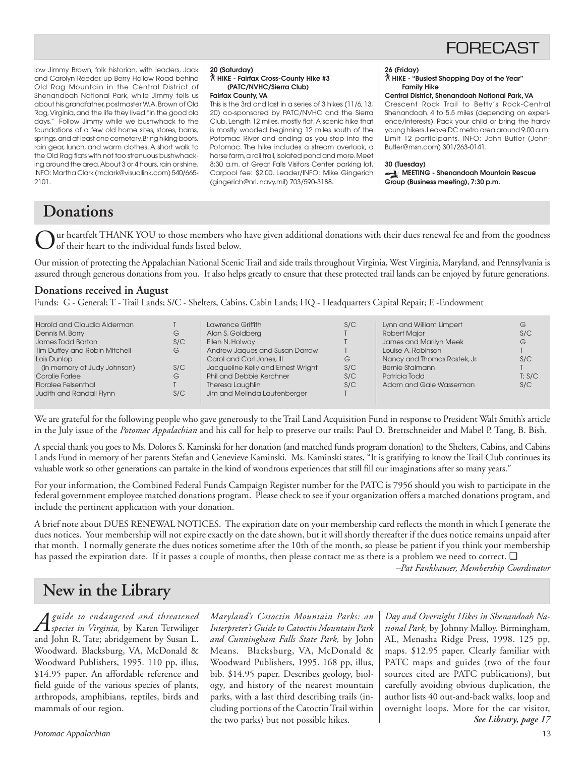# FORECAST

low Jimmy Brown, folk historian, with leaders, Jack and Carolyn Reeder, up Berry Hollow Road behind Old Rag Mountain in the Central District of Shenandoah National Park, while Jimmy tells us about his grandfather, postmaster W.A. Brown of Old Rag, Virginia, and the life they lived "in the good old days." Follow Jimmy while we bushwhack to the foundations of a few old home sites, stores, barns, springs, and at least one cemetery. Bring hiking boots, rain gear, lunch, and warm clothes. A short walk to the Old Rag flats with not too strenuous bushwhacking around the area. About 3 or 4 hours, rain or shine. INFO: Martha Clark (mclark@visuallink.com) 540/665-2101.

**20 (Saturday)**
**HIKE - Fairfax Cross-County Hike #3 (PATC/NVHC/Sierra Club)**
**Fairfax County, VA**
This is the 3rd and last in a series of 3 hikes (11/6, 13, 20) co-sponsored by PATC/NVHC and the Sierra Club. Length 12 miles, mostly flat. A scenic hike that is mostly wooded beginning 12 miles south of the Potomac River and ending as you step into the Potomac. The hike includes a stream overlook, a horse farm, a rail trail, isolated pond and more. Meet 8:30 a.m. at Great Falls Visitors Center parking lot. Carpool fee: $2.00. Leader/INFO: Mike Gingerich (gingerich@nrl. navy.mil) 703/590-3188.

**26 (Friday)**
**HIKE - "Busiest Shopping Day of the Year" Family Hike**
**Central District, Shenandoah National Park, VA**
Crescent Rock Trail to Betty's Rock-Central Shenandoah. 4 to 5.5 miles (depending on experience/interests). Pack your child or bring the hardy young hikers. Leave DC metro area around 9:00 a.m. Limit 12 participants. INFO: John Butler (John-Butler@msn.com) 301/263-0141.

**30 (Tuesday)**
**MEETING - Shenandoah Mountain Rescue Group (Business meeting), 7:30 p.m.**

## Donations

Our heartfelt THANK YOU to those members who have given additional donations with their dues renewal fee and from the goodness of their heart to the individual funds listed below.

Our mission of protecting the Appalachian National Scenic Trail and side trails throughout Virginia, West Virginia, Maryland, and Pennsylvania is assured through generous donations from you. It also helps greatly to ensure that these protected trail lands can be enjoyed by future generations.

### Donations received in August

Funds: G - General; T - Trail Lands; S/C - Shelters, Cabins, Cabin Lands; HQ - Headquarters Capital Repair; E -Endowment

| Name | Fund |
|---|---|
| Harold and Claudia Alderman | T |
| Dennis M. Barry | G |
| James Todd Barton | S/C |
| Tim Duffey and Robin Mitchell | G |
| Lois Dunlop (in memory of Judy Johnson) | S/C |
| Coralie Farlee | G |
| Floralee Felsenthal | T |
| Judith and Randall Flynn | S/C |
| Lawrence Griffith | S/C |
| Alan S. Goldberg | T |
| Ellen N. Holway | T |
| Andrew Jaques and Susan Darrow | T |
| Carol and Carl Jones, III | G |
| Jacqueline Kelly and Ernest Wright | S/C |
| Phil and Debbie Kerchner | S/C |
| Theresa Laughlin | S/C |
| Jim and Melinda Lautenberger | T |
| Lynn and William Limpert | G |
| Robert Major | S/C |
| James and Marilyn Meek | G |
| Louise A. Robinson | T |
| Nancy and Thomas Rostek, Jr. | S/C |
| Bernie Stalmann | T |
| Patricia Todd | T; S/C |
| Adam and Gale Wasserman | S/C |

We are grateful for the following people who gave generously to the Trail Land Acquisition Fund in response to President Walt Smith's article in the July issue of the *Potomac Appalachian* and his call for help to preserve our trails: Paul D. Brettschneider and Mabel P. Tang, B. Bish.

A special thank you goes to Ms. Dolores S. Kaminski for her donation (and matched funds program donation) to the Shelters, Cabins, and Cabins Lands Fund in memory of her parents Stefan and Genevieve Kaminski. Ms. Kaminski states, "It is gratifying to know the Trail Club continues its valuable work so other generations can partake in the kind of wondrous experiences that still fill our imaginations after so many years."

For your information, the Combined Federal Funds Campaign Register number for the PATC is 7956 should you wish to participate in the federal government employee matched donations program. Please check to see if your organization offers a matched donations program, and include the pertinent application with your donation.

A brief note about DUES RENEWAL NOTICES. The expiration date on your membership card reflects the month in which I generate the dues notices. Your membership will not expire exactly on the date shown, but it will shortly thereafter if the dues notice remains unpaid after that month. I normally generate the dues notices sometime after the 10th of the month, so please be patient if you think your membership has passed the expiration date. If it passes a couple of months, then please contact me as there is a problem we need to correct. ❑

*–Pat Fankhauser, Membership Coordinator*

## New in the Library

*A guide to endangered and threatened species in Virginia,* by Karen Terwiliger and John R. Tate; abridgement by Susan L. Woodward. Blacksburg, VA, McDonald & Woodward Publishers, 1995. 110 pp, illus, $14.95 paper. An affordable reference and field guide of the various species of plants, arthropods, amphibians, reptiles, birds and mammals of our region.

*Maryland's Catoctin Mountain Parks: an Interpreter's Guide to Catoctin Mountain Park and Cunningham Falls State Park,* by John Means. Blacksburg, VA, McDonald & Woodward Publishers, 1995. 168 pp, illus, bib. $14.95 paper. Describes geology, biology, and history of the nearest mountain parks, with a last third describing trails (including portions of the Catoctin Trail within the two parks) but not possible hikes.

*Day and Overnight Hikes in Shenandoah National Park,* by Johnny Malloy. Birmingham, AL, Menasha Ridge Press, 1998. 125 pp, maps. $12.95 paper. Clearly familiar with PATC maps and guides (two of the four sources cited are PATC publications), but carefully avoiding obvious duplication, the author lists 40 out-and-back walks, loop and overnight loops. More for the car visitor,

***See Library, page 17***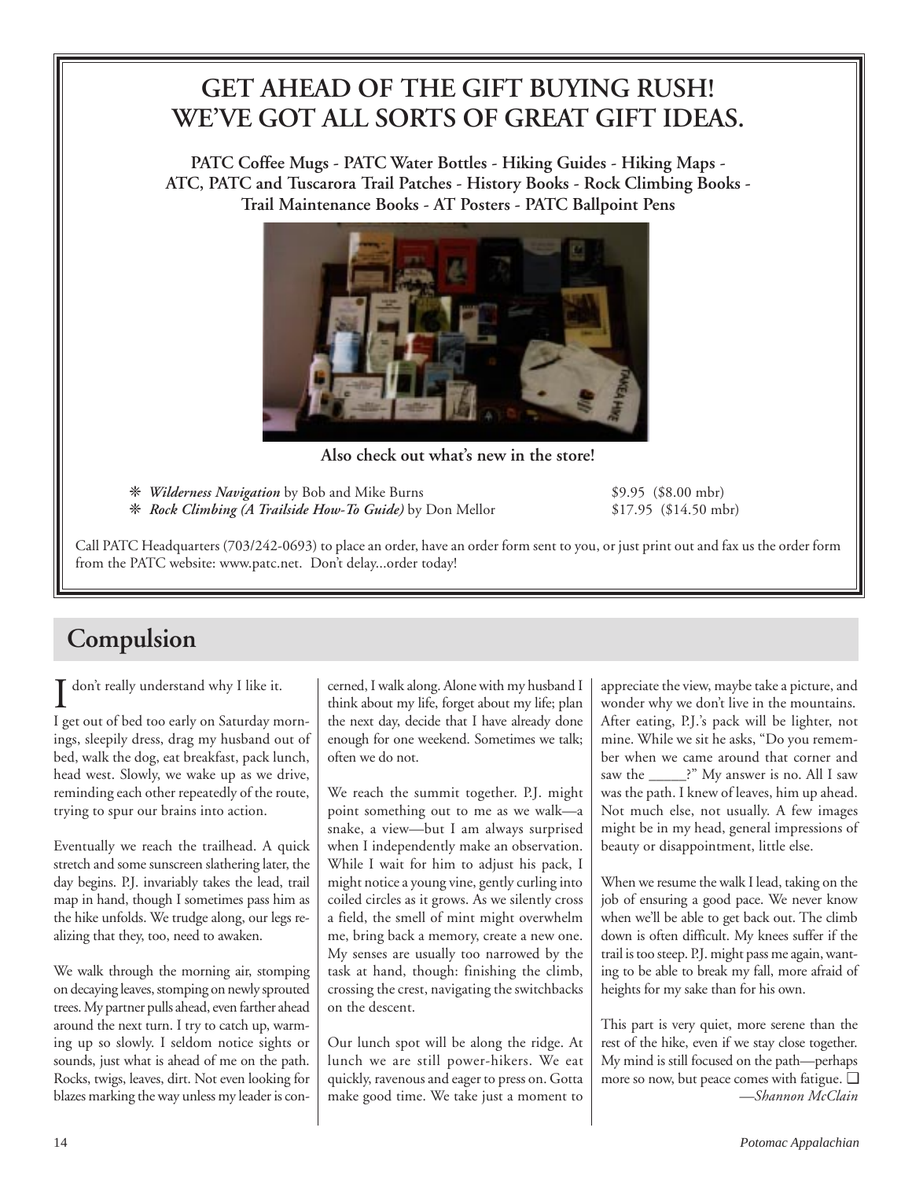## GET AHEAD OF THE GIFT BUYING RUSH! WE'VE GOT ALL SORTS OF GREAT GIFT IDEAS.

**PATC Coffee Mugs - PATC Water Bottles - Hiking Guides - Hiking Maps - ATC, PATC and Tuscarora Trail Patches - History Books - Rock Climbing Books - Trail Maintenance Books - AT Posters - PATC Ballpoint Pens**

**Also check out what's new in the store!**

- ❋ ***Wilderness Navigation*** by Bob and Mike Burns — $9.95 ($8.00 mbr)
- ❋ ***Rock Climbing (A Trailside How-To Guide)*** by Don Mellor — $17.95 ($14.50 mbr)

Call PATC Headquarters (703/242-0693) to place an order, have an order form sent to you, or just print out and fax us the order form from the PATC website: www.patc.net. Don't delay...order today!

# Compulsion

I don't really understand why I like it.

I get out of bed too early on Saturday mornings, sleepily dress, drag my husband out of bed, walk the dog, eat breakfast, pack lunch, head west. Slowly, we wake up as we drive, reminding each other repeatedly of the route, trying to spur our brains into action.

Eventually we reach the trailhead. A quick stretch and some sunscreen slathering later, the day begins. P.J. invariably takes the lead, trail map in hand, though I sometimes pass him as the hike unfolds. We trudge along, our legs realizing that they, too, need to awaken.

We walk through the morning air, stomping on decaying leaves, stomping on newly sprouted trees. My partner pulls ahead, even farther ahead around the next turn. I try to catch up, warming up so slowly. I seldom notice sights or sounds, just what is ahead of me on the path. Rocks, twigs, leaves, dirt. Not even looking for blazes marking the way unless my leader is concerned, I walk along. Alone with my husband I think about my life, forget about my life; plan the next day, decide that I have already done enough for one weekend. Sometimes we talk; often we do not.

We reach the summit together. P.J. might point something out to me as we walk—a snake, a view—but I am always surprised when I independently make an observation. While I wait for him to adjust his pack, I might notice a young vine, gently curling into coiled circles as it grows. As we silently cross a field, the smell of mint might overwhelm me, bring back a memory, create a new one. My senses are usually too narrowed by the task at hand, though: finishing the climb, crossing the crest, navigating the switchbacks on the descent.

Our lunch spot will be along the ridge. At lunch we are still power-hikers. We eat quickly, ravenous and eager to press on. Gotta make good time. We take just a moment to appreciate the view, maybe take a picture, and wonder why we don't live in the mountains. After eating, P.J.'s pack will be lighter, not mine. While we sit he asks, "Do you remember when we came around that corner and saw the _____?" My answer is no. All I saw was the path. I knew of leaves, him up ahead. Not much else, not usually. A few images might be in my head, general impressions of beauty or disappointment, little else.

When we resume the walk I lead, taking on the job of ensuring a good pace. We never know when we'll be able to get back out. The climb down is often difficult. My knees suffer if the trail is too steep. P.J. might pass me again, wanting to be able to break my fall, more afraid of heights for my sake than for his own.

This part is very quiet, more serene than the rest of the hike, even if we stay close together. My mind is still focused on the path—perhaps more so now, but peace comes with fatigue. ❑

*—Shannon McClain*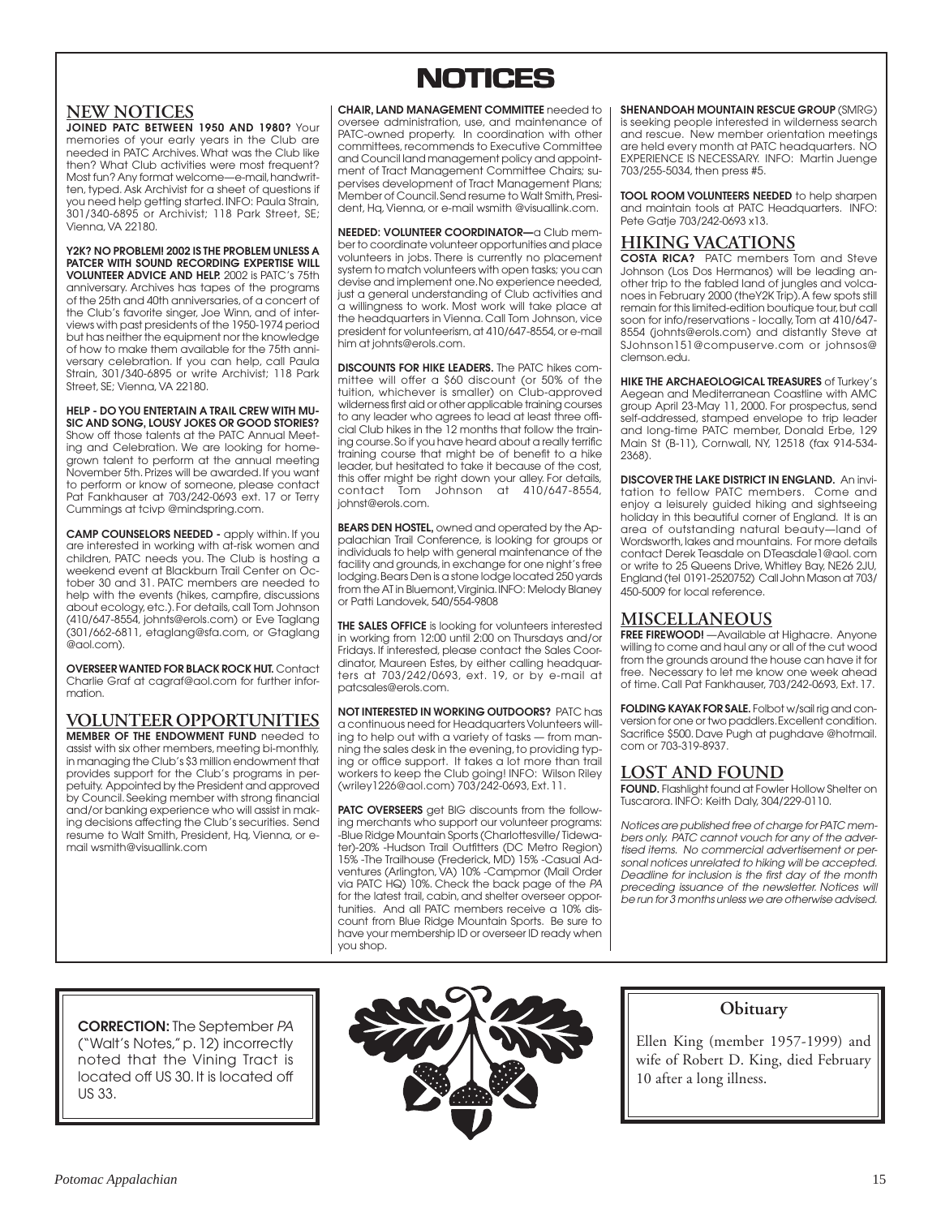# NOTICES

## NEW NOTICES

**JOINED PATC BETWEEN 1950 AND 1980?** Your memories of your early years in the Club are needed in PATC Archives. What was the Club like then? What Club activities were most frequent? Most fun? Any format welcome—e-mail, handwritten, typed. Ask Archivist for a sheet of questions if you need help getting started. INFO: Paula Strain, 301/340-6895 or Archivist; 118 Park Street, SE; Vienna, VA 22180.

**Y2K? NO PROBLEM! 2002 IS THE PROBLEM UNLESS A PATCER WITH SOUND RECORDING EXPERTISE WILL VOLUNTEER ADVICE AND HELP.** 2002 is PATC's 75th anniversary. Archives has tapes of the programs of the 25th and 40th anniversaries, of a concert of the Club's favorite singer, Joe Winn, and of interviews with past presidents of the 1950-1974 period but has neither the equipment nor the knowledge of how to make them available for the 75th anniversary celebration. If you can help, call Paula Strain, 301/340-6895 or write Archivist; 118 Park Street, SE; Vienna, VA 22180.

**HELP - DO YOU ENTERTAIN A TRAIL CREW WITH MUSIC AND SONG, LOUSY JOKES OR GOOD STORIES?** Show off those talents at the PATC Annual Meeting and Celebration. We are looking for homegrown talent to perform at the annual meeting November 5th. Prizes will be awarded. If you want to perform or know of someone, please contact Pat Fankhauser at 703/242-0693 ext. 17 or Terry Cummings at tcivp @mindspring.com.

**CAMP COUNSELORS NEEDED -** apply within. If you are interested in working with at-risk women and children, PATC needs you. The Club is hosting a weekend event at Blackburn Trail Center on October 30 and 31. PATC members are needed to help with the events (hikes, campfire, discussions about ecology, etc.). For details, call Tom Johnson (410/647-8554, johnts@erols.com) or Eve Taglang (301/662-6811, etaglang@sfa.com, or Gtaglang @aol.com).

**OVERSEER WANTED FOR BLACK ROCK HUT.** Contact Charlie Graf at cagraf@aol.com for further information.

## VOLUNTEER OPPORTUNITIES

**MEMBER OF THE ENDOWMENT FUND** needed to assist with six other members, meeting bi-monthly, in managing the Club's $3 million endowment that provides support for the Club's programs in perpetuity. Appointed by the President and approved by Council. Seeking member with strong financial and/or banking experience who will assist in making decisions affecting the Club's securities. Send resume to Walt Smith, President, Hq, Vienna, or e-mail wsmith@visuallink.com

**CHAIR, LAND MANAGEMENT COMMITTEE** needed to oversee administration, use, and maintenance of PATC-owned property. In coordination with other committees, recommends to Executive Committee and Council land management policy and appointment of Tract Management Committee Chairs; supervises development of Tract Management Plans; Member of Council. Send resume to Walt Smith, President, Hq, Vienna, or e-mail wsmith @visuallink.com.

**NEEDED: VOLUNTEER COORDINATOR—**a Club member to coordinate volunteer opportunities and place volunteers in jobs. There is currently no placement system to match volunteers with open tasks; you can devise and implement one. No experience needed, just a general understanding of Club activities and a willingness to work. Most work will take place at the headquarters in Vienna. Call Tom Johnson, vice president for volunteerism, at 410/647-8554, or e-mail him at johnts@erols.com.

**DISCOUNTS FOR HIKE LEADERS.** The PATC hikes committee will offer a $60 discount (or 50% of the tuition, whichever is smaller) on Club-approved wilderness first aid or other applicable training courses to any leader who agrees to lead at least three official Club hikes in the 12 months that follow the training course. So if you have heard about a really terrific training course that might be of benefit to a hike leader, but hesitated to take it because of the cost, this offer might be right down your alley. For details, contact Tom Johnson at 410/647-8554, johnst@erols.com.

**BEARS DEN HOSTEL,** owned and operated by the Appalachian Trail Conference, is looking for groups or individuals to help with general maintenance of the facility and grounds, in exchange for one night's free lodging. Bears Den is a stone lodge located 250 yards from the AT in Bluemont, Virginia. INFO: Melody Blaney or Patti Landovek, 540/554-9808

**THE SALES OFFICE** is looking for volunteers interested in working from 12:00 until 2:00 on Thursdays and/or Fridays. If interested, please contact the Sales Coordinator, Maureen Estes, by either calling headquarters at 703/242/0693, ext. 19, or by e-mail at patcsales@erols.com.

**NOT INTERESTED IN WORKING OUTDOORS?** PATC has a continuous need for Headquarters Volunteers willing to help out with a variety of tasks — from manning the sales desk in the evening, to providing typing or office support. It takes a lot more than trail workers to keep the Club going! INFO: Wilson Riley (wriley1226@aol.com) 703/242-0693, Ext. 11.

**PATC OVERSEERS** get BIG discounts from the following merchants who support our volunteer programs: -Blue Ridge Mountain Sports (Charlottesville/ Tidewater)-20% -Hudson Trail Outfitters (DC Metro Region) 15% -The Trailhouse (Frederick, MD) 15% -Casual Adventures (Arlington, VA) 10% -Campmor (Mail Order via PATC HQ) 10%. Check the back page of the *PA* for the latest trail, cabin, and shelter overseer opportunities. And all PATC members receive a 10% discount from Blue Ridge Mountain Sports. Be sure to have your membership ID or overseer ID ready when you shop.

**SHENANDOAH MOUNTAIN RESCUE GROUP** (SMRG) is seeking people interested in wilderness search and rescue. New member orientation meetings are held every month at PATC headquarters. NO EXPERIENCE IS NECESSARY. INFO: Martin Juenge 703/255-5034, then press #5.

**TOOL ROOM VOLUNTEERS NEEDED** to help sharpen and maintain tools at PATC Headquarters. INFO: Pete Gatje 703/242-0693 x13.

## HIKING VACATIONS

**COSTA RICA?** PATC members Tom and Steve Johnson (Los Dos Hermanos) will be leading another trip to the fabled land of jungles and volcanoes in February 2000 (theY2K Trip). A few spots still remain for this limited-edition boutique tour, but call soon for info/reservations - locally, Tom at 410/647-8554 (johnts@erols.com) and distantly Steve at SJohnson151@compuserve.com or johnsos@ clemson.edu.

**HIKE THE ARCHAEOLOGICAL TREASURES** of Turkey's Aegean and Mediterranean Coastline with AMC group April 23-May 11, 2000. For prospectus, send self-addressed, stamped envelope to trip leader and long-time PATC member, Donald Erbe, 129 Main St (B-11), Cornwall, NY, 12518 (fax 914-534-2368).

**DISCOVER THE LAKE DISTRICT IN ENGLAND.** An invitation to fellow PATC members. Come and enjoy a leisurely guided hiking and sightseeing holiday in this beautiful corner of England. It is an area of outstanding natural beauty—land of Wordsworth, lakes and mountains. For more details contact Derek Teasdale on DTeasdale1@aol. com or write to 25 Queens Drive, Whitley Bay, NE26 2JU, England (tel 0191-2520752) Call John Mason at 703/ 450-5009 for local reference.

## MISCELLANEOUS

**FREE FIREWOOD!** —Available at Highacre. Anyone willing to come and haul any or all of the cut wood from the grounds around the house can have it for free. Necessary to let me know one week ahead of time. Call Pat Fankhauser, 703/242-0693, Ext. 17.

**FOLDING KAYAK FOR SALE.** Folbot w/sail rig and conversion for one or two paddlers. Excellent condition. Sacrifice $500. Dave Pugh at pughdave @hotmail. com or 703-319-8937.

## LOST AND FOUND

**FOUND.** Flashlight found at Fowler Hollow Shelter on Tuscarora. INFO: Keith Daly, 304/229-0110.

*Notices are published free of charge for PATC members only. PATC cannot vouch for any of the advertised items. No commercial advertisement or personal notices unrelated to hiking will be accepted. Deadline for inclusion is the first day of the month preceding issuance of the newsletter. Notices will be run for 3 months unless we are otherwise advised.*

**CORRECTION:** The September *PA* ("Walt's Notes," p. 12) incorrectly noted that the Vining Tract is located off US 30. It is located off US 33.

### Obituary

Ellen King (member 1957-1999) and wife of Robert D. King, died February 10 after a long illness.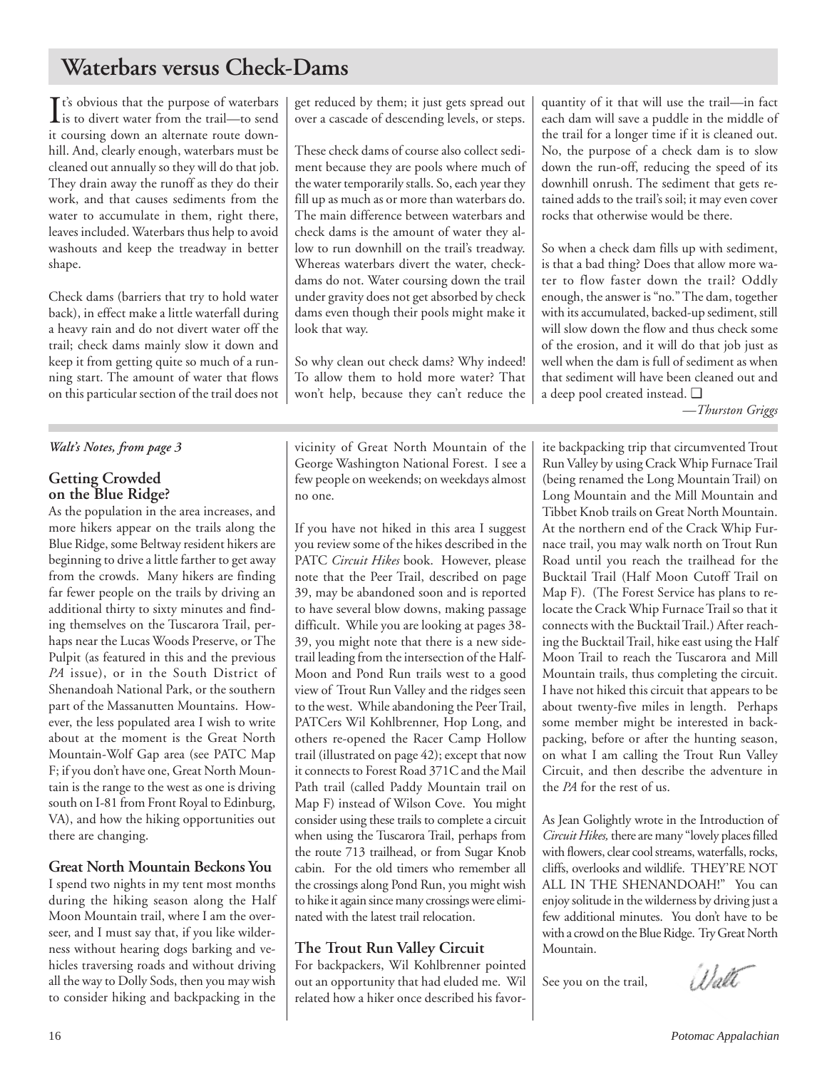# Waterbars versus Check-Dams

It's obvious that the purpose of waterbars is to divert water from the trail—to send it coursing down an alternate route downhill. And, clearly enough, waterbars must be cleaned out annually so they will do that job. They drain away the runoff as they do their work, and that causes sediments from the water to accumulate in them, right there, leaves included. Waterbars thus help to avoid washouts and keep the treadway in better shape.

Check dams (barriers that try to hold water back), in effect make a little waterfall during a heavy rain and do not divert water off the trail; check dams mainly slow it down and keep it from getting quite so much of a running start. The amount of water that flows on this particular section of the trail does not get reduced by them; it just gets spread out over a cascade of descending levels, or steps.

These check dams of course also collect sediment because they are pools where much of the water temporarily stalls. So, each year they fill up as much as or more than waterbars do. The main difference between waterbars and check dams is the amount of water they allow to run downhill on the trail's treadway. Whereas waterbars divert the water, check-dams do not. Water coursing down the trail under gravity does not get absorbed by check dams even though their pools might make it look that way.

So why clean out check dams? Why indeed! To allow them to hold more water? That won't help, because they can't reduce the quantity of it that will use the trail—in fact each dam will save a puddle in the middle of the trail for a longer time if it is cleaned out. No, the purpose of a check dam is to slow down the run-off, reducing the speed of its downhill onrush. The sediment that gets retained adds to the trail's soil; it may even cover rocks that otherwise would be there.

So when a check dam fills up with sediment, is that a bad thing? Does that allow more water to flow faster down the trail? Oddly enough, the answer is "no." The dam, together with its accumulated, backed-up sediment, still will slow down the flow and thus check some of the erosion, and it will do that job just as well when the dam is full of sediment as when that sediment will have been cleaned out and a deep pool created instead. ❑

*—Thurston Griggs*

***Walt's Notes, from page 3***

### Getting Crowded on the Blue Ridge?

As the population in the area increases, and more hikers appear on the trails along the Blue Ridge, some Beltway resident hikers are beginning to drive a little farther to get away from the crowds. Many hikers are finding far fewer people on the trails by driving an additional thirty to sixty minutes and finding themselves on the Tuscarora Trail, perhaps near the Lucas Woods Preserve, or The Pulpit (as featured in this and the previous *PA* issue), or in the South District of Shenandoah National Park, or the southern part of the Massanutten Mountains. However, the less populated area I wish to write about at the moment is the Great North Mountain-Wolf Gap area (see PATC Map F; if you don't have one, Great North Mountain is the range to the west as one is driving south on I-81 from Front Royal to Edinburg, VA), and how the hiking opportunities out there are changing.

### Great North Mountain Beckons You

I spend two nights in my tent most months during the hiking season along the Half Moon Mountain trail, where I am the overseer, and I must say that, if you like wilderness without hearing dogs barking and vehicles traversing roads and without driving all the way to Dolly Sods, then you may wish to consider hiking and backpacking in the vicinity of Great North Mountain of the George Washington National Forest. I see a few people on weekends; on weekdays almost no one.

If you have not hiked in this area I suggest you review some of the hikes described in the PATC *Circuit Hikes* book. However, please note that the Peer Trail, described on page 39, may be abandoned soon and is reported to have several blow downs, making passage difficult. While you are looking at pages 38-39, you might note that there is a new side-trail leading from the intersection of the Half-Moon and Pond Run trails west to a good view of Trout Run Valley and the ridges seen to the west. While abandoning the Peer Trail, PATCers Wil Kohlbrenner, Hop Long, and others re-opened the Racer Camp Hollow trail (illustrated on page 42); except that now it connects to Forest Road 371C and the Mail Path trail (called Paddy Mountain trail on Map F) instead of Wilson Cove. You might consider using these trails to complete a circuit when using the Tuscarora Trail, perhaps from the route 713 trailhead, or from Sugar Knob cabin. For the old timers who remember all the crossings along Pond Run, you might wish to hike it again since many crossings were eliminated with the latest trail relocation.

### The Trout Run Valley Circuit

For backpackers, Wil Kohlbrenner pointed out an opportunity that had eluded me. Wil related how a hiker once described his favorite backpacking trip that circumvented Trout Run Valley by using Crack Whip Furnace Trail (being renamed the Long Mountain Trail) on Long Mountain and the Mill Mountain and Tibbet Knob trails on Great North Mountain. At the northern end of the Crack Whip Furnace trail, you may walk north on Trout Run Road until you reach the trailhead for the Bucktail Trail (Half Moon Cutoff Trail on Map F). (The Forest Service has plans to relocate the Crack Whip Furnace Trail so that it connects with the Bucktail Trail.) After reaching the Bucktail Trail, hike east using the Half Moon Trail to reach the Tuscarora and Mill Mountain trails, thus completing the circuit. I have not hiked this circuit that appears to be about twenty-five miles in length. Perhaps some member might be interested in backpacking, before or after the hunting season, on what I am calling the Trout Run Valley Circuit, and then describe the adventure in the *PA* for the rest of us.

As Jean Golightly wrote in the Introduction of *Circuit Hikes,* there are many "lovely places filled with flowers, clear cool streams, waterfalls, rocks, cliffs, overlooks and wildlife. THEY'RE NOT ALL IN THE SHENANDOAH!" You can enjoy solitude in the wilderness by driving just a few additional minutes. You don't have to be with a crowd on the Blue Ridge. Try Great North Mountain.

See you on the trail,

*Walt*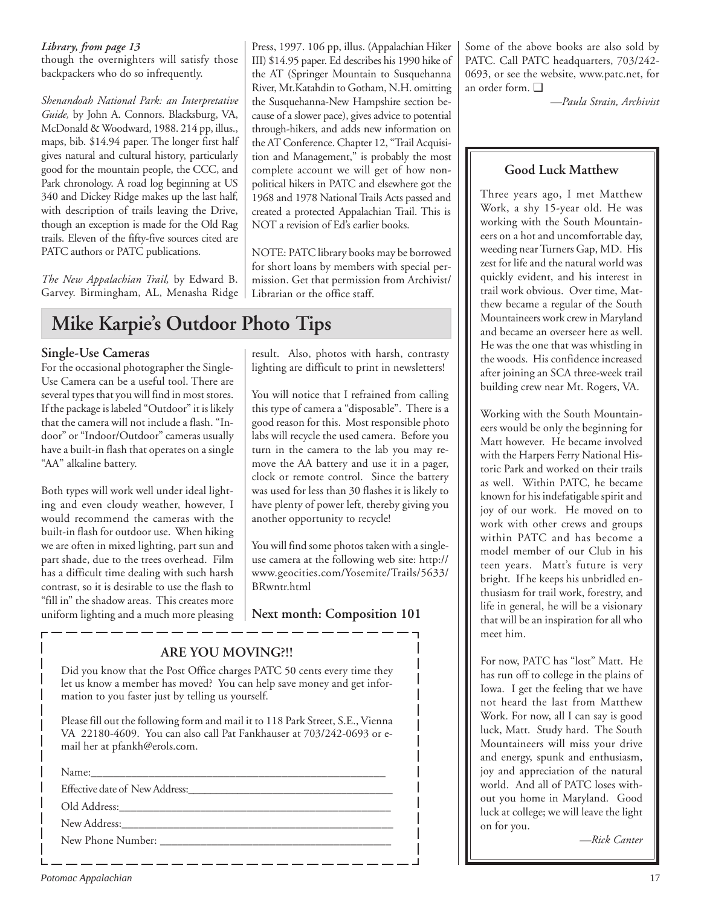*Library, from page 13*

though the overnighters will satisfy those backpackers who do so infrequently.

*Shenandoah National Park: an Interpretative Guide,* by John A. Connors. Blacksburg, VA, McDonald & Woodward, 1988. 214 pp, illus., maps, bib. $14.94 paper. The longer first half gives natural and cultural history, particularly good for the mountain people, the CCC, and Park chronology. A road log beginning at US 340 and Dickey Ridge makes up the last half, with description of trails leaving the Drive, though an exception is made for the Old Rag trails. Eleven of the fifty-five sources cited are PATC authors or PATC publications.

*The New Appalachian Trail,* by Edward B. Garvey. Birmingham, AL, Menasha Ridge Press, 1997. 106 pp, illus. (Appalachian Hiker III) $14.95 paper. Ed describes his 1990 hike of the AT (Springer Mountain to Susquehanna River, Mt.Katahdin to Gotham, N.H. omitting the Susquehanna-New Hampshire section because of a slower pace), gives advice to potential through-hikers, and adds new information on the AT Conference. Chapter 12, "Trail Acquisition and Management," is probably the most complete account we will get of how non-political hikers in PATC and elsewhere got the 1968 and 1978 National Trails Acts passed and created a protected Appalachian Trail. This is NOT a revision of Ed's earlier books.

NOTE: PATC library books may be borrowed for short loans by members with special permission. Get that permission from Archivist/ Librarian or the office staff.

Some of the above books are also sold by PATC. Call PATC headquarters, 703/242-0693, or see the website, www.patc.net, for an order form. ❑

*—Paula Strain, Archivist*

## Mike Karpie's Outdoor Photo Tips

### Single-Use Cameras

For the occasional photographer the Single-Use Camera can be a useful tool. There are several types that you will find in most stores. If the package is labeled "Outdoor" it is likely that the camera will not include a flash. "Indoor" or "Indoor/Outdoor" cameras usually have a built-in flash that operates on a single "AA" alkaline battery.

Both types will work well under ideal lighting and even cloudy weather, however, I would recommend the cameras with the built-in flash for outdoor use. When hiking we are often in mixed lighting, part sun and part shade, due to the trees overhead. Film has a difficult time dealing with such harsh contrast, so it is desirable to use the flash to "fill in" the shadow areas. This creates more uniform lighting and a much more pleasing result. Also, photos with harsh, contrasty lighting are difficult to print in newsletters!

You will notice that I refrained from calling this type of camera a "disposable". There is a good reason for this. Most responsible photo labs will recycle the used camera. Before you turn in the camera to the lab you may remove the AA battery and use it in a pager, clock or remote control. Since the battery was used for less than 30 flashes it is likely to have plenty of power left, thereby giving you another opportunity to recycle!

You will find some photos taken with a single-use camera at the following web site: http://www.geocities.com/Yosemite/Trails/5633/BRwntr.html

**Next month: Composition 101**

### ARE YOU MOVING?!!

Did you know that the Post Office charges PATC 50 cents every time they let us know a member has moved? You can help save money and get information to you faster just by telling us yourself.

Please fill out the following form and mail it to 118 Park Street, S.E., Vienna VA 22180-4609. You can also call Pat Fankhauser at 703/242-0693 or e-mail her at pfankh@erols.com.

Name:\_\_\_\_\_\_\_\_\_\_\_\_\_\_\_\_\_\_\_\_\_\_\_\_\_\_\_\_\_\_\_\_\_\_\_\_\_\_\_\_

Effective date of New Address:\_\_\_\_\_\_\_\_\_\_\_\_\_\_\_\_\_\_\_\_\_\_\_\_\_\_

Old Address:\_\_\_\_\_\_\_\_\_\_\_\_\_\_\_\_\_\_\_\_\_\_\_\_\_\_\_\_\_\_\_\_\_\_\_\_\_

New Address:\_\_\_\_\_\_\_\_\_\_\_\_\_\_\_\_\_\_\_\_\_\_\_\_\_\_\_\_\_\_\_\_\_\_\_\_\_

New Phone Number: \_\_\_\_\_\_\_\_\_\_\_\_\_\_\_\_\_\_\_\_\_\_\_\_\_\_\_\_\_\_\_

### Good Luck Matthew

Three years ago, I met Matthew Work, a shy 15-year old. He was working with the South Mountaineers on a hot and uncomfortable day, weeding near Turners Gap, MD. His zest for life and the natural world was quickly evident, and his interest in trail work obvious. Over time, Matthew became a regular of the South Mountaineers work crew in Maryland and became an overseer here as well. He was the one that was whistling in the woods. His confidence increased after joining an SCA three-week trail building crew near Mt. Rogers, VA.

Working with the South Mountaineers would be only the beginning for Matt however. He became involved with the Harpers Ferry National Historic Park and worked on their trails as well. Within PATC, he became known for his indefatigable spirit and joy of our work. He moved on to work with other crews and groups within PATC and has become a model member of our Club in his teen years. Matt's future is very bright. If he keeps his unbridled enthusiasm for trail work, forestry, and life in general, he will be a visionary that will be an inspiration for all who meet him.

For now, PATC has "lost" Matt. He has run off to college in the plains of Iowa. I get the feeling that we have not heard the last from Matthew Work. For now, all I can say is good luck, Matt. Study hard. The South Mountaineers will miss your drive and energy, spunk and enthusiasm, joy and appreciation of the natural world. And all of PATC loses without you home in Maryland. Good luck at college; we will leave the light on for you.

*—Rick Canter*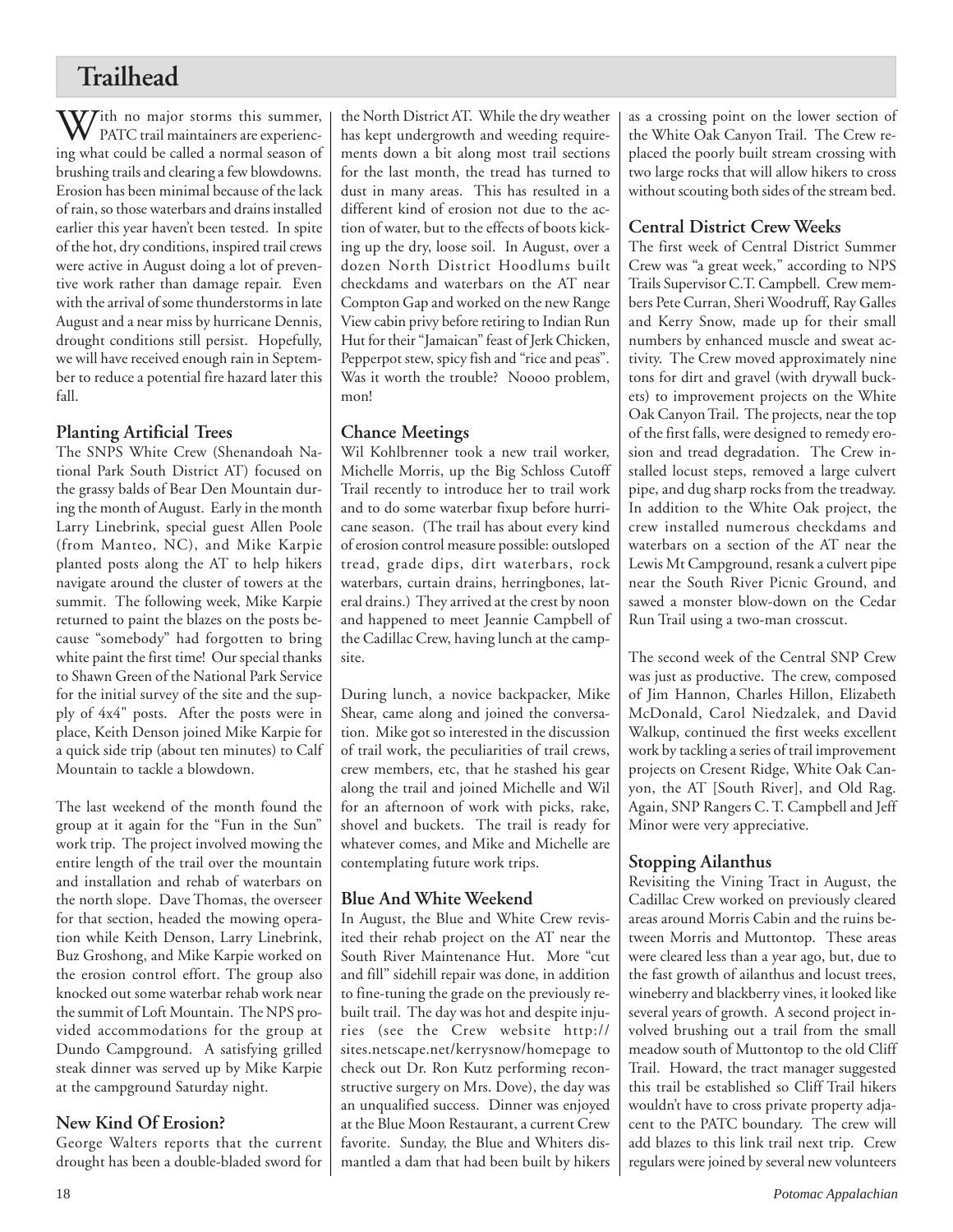# Trailhead

With no major storms this summer, PATC trail maintainers are experiencing what could be called a normal season of brushing trails and clearing a few blowdowns. Erosion has been minimal because of the lack of rain, so those waterbars and drains installed earlier this year haven't been tested. In spite of the hot, dry conditions, inspired trail crews were active in August doing a lot of preventive work rather than damage repair. Even with the arrival of some thunderstorms in late August and a near miss by hurricane Dennis, drought conditions still persist. Hopefully, we will have received enough rain in September to reduce a potential fire hazard later this fall.

## Planting Artificial Trees

The SNPS White Crew (Shenandoah National Park South District AT) focused on the grassy balds of Bear Den Mountain during the month of August. Early in the month Larry Linebrink, special guest Allen Poole (from Manteo, NC), and Mike Karpie planted posts along the AT to help hikers navigate around the cluster of towers at the summit. The following week, Mike Karpie returned to paint the blazes on the posts because "somebody" had forgotten to bring white paint the first time! Our special thanks to Shawn Green of the National Park Service for the initial survey of the site and the supply of 4x4" posts. After the posts were in place, Keith Denson joined Mike Karpie for a quick side trip (about ten minutes) to Calf Mountain to tackle a blowdown.

The last weekend of the month found the group at it again for the "Fun in the Sun" work trip. The project involved mowing the entire length of the trail over the mountain and installation and rehab of waterbars on the north slope. Dave Thomas, the overseer for that section, headed the mowing operation while Keith Denson, Larry Linebrink, Buz Groshong, and Mike Karpie worked on the erosion control effort. The group also knocked out some waterbar rehab work near the summit of Loft Mountain. The NPS provided accommodations for the group at Dundo Campground. A satisfying grilled steak dinner was served up by Mike Karpie at the campground Saturday night.

## New Kind Of Erosion?

George Walters reports that the current drought has been a double-bladed sword for the North District AT. While the dry weather has kept undergrowth and weeding requirements down a bit along most trail sections for the last month, the tread has turned to dust in many areas. This has resulted in a different kind of erosion not due to the action of water, but to the effects of boots kicking up the dry, loose soil. In August, over a dozen North District Hoodlums built checkdams and waterbars on the AT near Compton Gap and worked on the new Range View cabin privy before retiring to Indian Run Hut for their "Jamaican" feast of Jerk Chicken, Pepperpot stew, spicy fish and "rice and peas". Was it worth the trouble? Noooo problem, mon!

## Chance Meetings

Wil Kohlbrenner took a new trail worker, Michelle Morris, up the Big Schloss Cutoff Trail recently to introduce her to trail work and to do some waterbar fixup before hurricane season. (The trail has about every kind of erosion control measure possible: outsloped tread, grade dips, dirt waterbars, rock waterbars, curtain drains, herringbones, lateral drains.) They arrived at the crest by noon and happened to meet Jeannie Campbell of the Cadillac Crew, having lunch at the campsite.

During lunch, a novice backpacker, Mike Shear, came along and joined the conversation. Mike got so interested in the discussion of trail work, the peculiarities of trail crews, crew members, etc, that he stashed his gear along the trail and joined Michelle and Wil for an afternoon of work with picks, rake, shovel and buckets. The trail is ready for whatever comes, and Mike and Michelle are contemplating future work trips.

## Blue And White Weekend

In August, the Blue and White Crew revisited their rehab project on the AT near the South River Maintenance Hut. More "cut and fill" sidehill repair was done, in addition to fine-tuning the grade on the previously rebuilt trail. The day was hot and despite injuries (see the Crew website http://sites.netscape.net/kerrysnow/homepage to check out Dr. Ron Kutz performing reconstructive surgery on Mrs. Dove), the day was an unqualified success. Dinner was enjoyed at the Blue Moon Restaurant, a current Crew favorite. Sunday, the Blue and Whiters dismantled a dam that had been built by hikers as a crossing point on the lower section of the White Oak Canyon Trail. The Crew replaced the poorly built stream crossing with two large rocks that will allow hikers to cross without scouting both sides of the stream bed.

## Central District Crew Weeks

The first week of Central District Summer Crew was "a great week," according to NPS Trails Supervisor C.T. Campbell. Crew members Pete Curran, Sheri Woodruff, Ray Galles and Kerry Snow, made up for their small numbers by enhanced muscle and sweat activity. The Crew moved approximately nine tons for dirt and gravel (with drywall buckets) to improvement projects on the White Oak Canyon Trail. The projects, near the top of the first falls, were designed to remedy erosion and tread degradation. The Crew installed locust steps, removed a large culvert pipe, and dug sharp rocks from the treadway. In addition to the White Oak project, the crew installed numerous checkdams and waterbars on a section of the AT near the Lewis Mt Campground, resank a culvert pipe near the South River Picnic Ground, and sawed a monster blow-down on the Cedar Run Trail using a two-man crosscut.

The second week of the Central SNP Crew was just as productive. The crew, composed of Jim Hannon, Charles Hillon, Elizabeth McDonald, Carol Niedzalek, and David Walkup, continued the first weeks excellent work by tackling a series of trail improvement projects on Cresent Ridge, White Oak Canyon, the AT [South River], and Old Rag. Again, SNP Rangers C. T. Campbell and Jeff Minor were very appreciative.

## Stopping Ailanthus

Revisiting the Vining Tract in August, the Cadillac Crew worked on previously cleared areas around Morris Cabin and the ruins between Morris and Muttontop. These areas were cleared less than a year ago, but, due to the fast growth of ailanthus and locust trees, wineberry and blackberry vines, it looked like several years of growth. A second project involved brushing out a trail from the small meadow south of Muttontop to the old Cliff Trail. Howard, the tract manager suggested this trail be established so Cliff Trail hikers wouldn't have to cross private property adjacent to the PATC boundary. The crew will add blazes to this link trail next trip. Crew regulars were joined by several new volunteers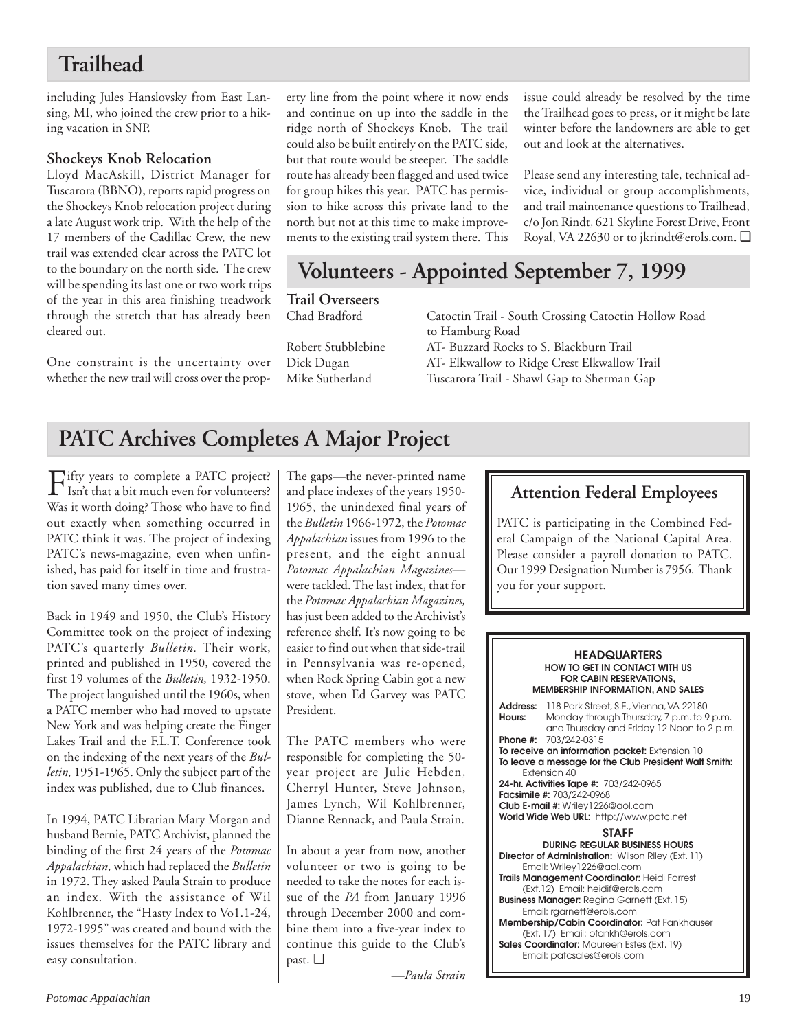## Trailhead

including Jules Hanslovsky from East Lansing, MI, who joined the crew prior to a hiking vacation in SNP.

### Shockeys Knob Relocation

Lloyd MacAskill, District Manager for Tuscarora (BBNO), reports rapid progress on the Shockeys Knob relocation project during a late August work trip. With the help of the 17 members of the Cadillac Crew, the new trail was extended clear across the PATC lot to the boundary on the north side. The crew will be spending its last one or two work trips of the year in this area finishing treadwork through the stretch that has already been cleared out.

One constraint is the uncertainty over whether the new trail will cross over the property line from the point where it now ends and continue on up into the saddle in the ridge north of Shockeys Knob. The trail could also be built entirely on the PATC side, but that route would be steeper. The saddle route has already been flagged and used twice for group hikes this year. PATC has permission to hike across this private land to the north but not at this time to make improvements to the existing trail system there. This issue could already be resolved by the time the Trailhead goes to press, or it might be late winter before the landowners are able to get out and look at the alternatives.

Please send any interesting tale, technical advice, individual or group accomplishments, and trail maintenance questions to Trailhead, c/o Jon Rindt, 621 Skyline Forest Drive, Front Royal, VA 22630 or to jkrindt@erols.com. ❑

## Volunteers - Appointed September 7, 1999

**Trail Overseers**

| | |
|---|---|
| Chad Bradford | Catoctin Trail - South Crossing Catoctin Hollow Road to Hamburg Road |
| Robert Stubblebine | AT- Buzzard Rocks to S. Blackburn Trail |
| Dick Dugan | AT- Elkwallow to Ridge Crest Elkwallow Trail |
| Mike Sutherland | Tuscarora Trail - Shawl Gap to Sherman Gap |

## PATC Archives Completes A Major Project

Fifty years to complete a PATC project? Isn't that a bit much even for volunteers? Was it worth doing? Those who have to find out exactly when something occurred in PATC think it was. The project of indexing PATC's news-magazine, even when unfinished, has paid for itself in time and frustration saved many times over.

Back in 1949 and 1950, the Club's History Committee took on the project of indexing PATC's quarterly *Bulletin.* Their work, printed and published in 1950, covered the first 19 volumes of the *Bulletin,* 1932-1950. The project languished until the 1960s, when a PATC member who had moved to upstate New York and was helping create the Finger Lakes Trail and the F.L.T. Conference took on the indexing of the next years of the *Bulletin,* 1951-1965. Only the subject part of the index was published, due to Club finances.

In 1994, PATC Librarian Mary Morgan and husband Bernie, PATC Archivist, planned the binding of the first 24 years of the *Potomac Appalachian,* which had replaced the *Bulletin* in 1972. They asked Paula Strain to produce an index. With the assistance of Wil Kohlbrenner, the "Hasty Index to Vo1.1-24, 1972-1995" was created and bound with the issues themselves for the PATC library and easy consultation.

The gaps—the never-printed name and place indexes of the years 1950-1965, the unindexed final years of the *Bulletin* 1966-1972, the *Potomac Appalachian* issues from 1996 to the present, and the eight annual *Potomac Appalachian Magazines*—were tackled. The last index, that for the *Potomac Appalachian Magazines,* has just been added to the Archivist's reference shelf. It's now going to be easier to find out when that side-trail in Pennsylvania was re-opened, when Rock Spring Cabin got a new stove, when Ed Garvey was PATC President.

The PATC members who were responsible for completing the 50-year project are Julie Hebden, Cherryl Hunter, Steve Johnson, James Lynch, Wil Kohlbrenner, Dianne Rennack, and Paula Strain.

In about a year from now, another volunteer or two is going to be needed to take the notes for each issue of the *PA* from January 1996 through December 2000 and combine them into a five-year index to continue this guide to the Club's past. ❑

*—Paula Strain*

### Attention Federal Employees

PATC is participating in the Combined Federal Campaign of the National Capital Area. Please consider a payroll donation to PATC. Our 1999 Designation Number is 7956. Thank you for your support.

### HEADQUARTERS

**HOW TO GET IN CONTACT WITH US FOR CABIN RESERVATIONS, MEMBERSHIP INFORMATION, AND SALES**

**Address:** 118 Park Street, S.E., Vienna, VA 22180
**Hours:** Monday through Thursday, 7 p.m. to 9 p.m. and Thursday and Friday 12 Noon to 2 p.m.
**Phone #:** 703/242-0315
**To receive an information packet:** Extension 10
**To leave a message for the Club President Walt Smith:** Extension 40
**24-hr. Activities Tape #:** 703/242-0965
**Facsimile #:** 703/242-0968
**Club E-mail #:** Wriley1226@aol.com
**World Wide Web URL:** http://www.patc.net

### STAFF

**DURING REGULAR BUSINESS HOURS**

**Director of Administration:** Wilson Riley (Ext. 11) Email: Wriley1226@aol.com
**Trails Management Coordinator:** Heidi Forrest (Ext.12) Email: heidif@erols.com
**Business Manager:** Regina Garnett (Ext. 15) Email: rgarnett@erols.com
**Membership/Cabin Coordinator:** Pat Fankhauser (Ext. 17) Email: pfankh@erols.com
**Sales Coordinator:** Maureen Estes (Ext. 19) Email: patcsales@erols.com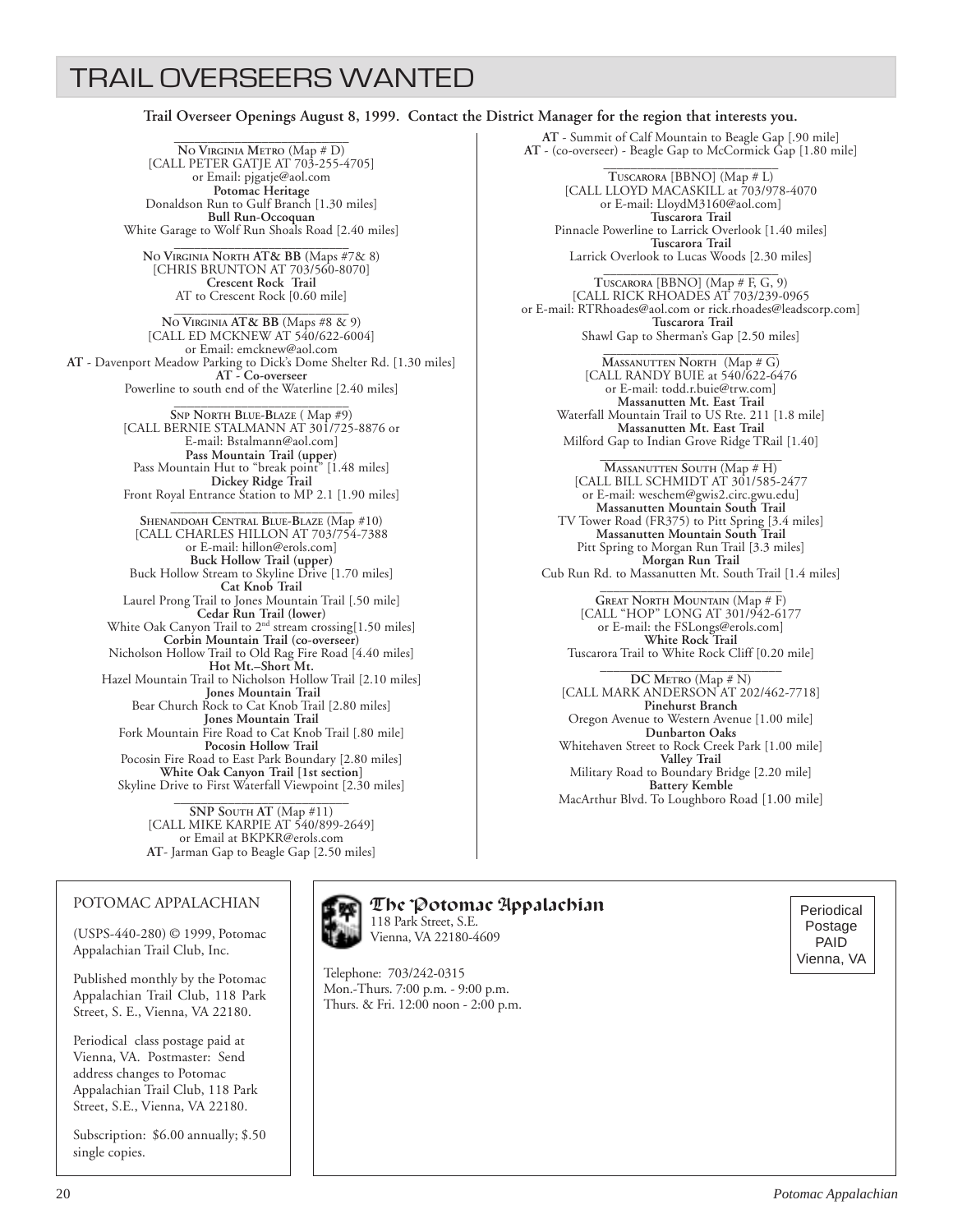# TRAIL OVERSEERS WANTED

**Trail Overseer Openings August 8, 1999. Contact the District Manager for the region that interests you.**

NO VIRGINIA METRO (Map # D)
[CALL PETER GATJE AT 703-255-4705]
or Email: pjgatje@aol.com
**Potomac Heritage**
Donaldson Run to Gulf Branch [1.30 miles]
**Bull Run-Occoquan**
White Garage to Wolf Run Shoals Road [2.40 miles]

NO VIRGINIA NORTH **AT& BB** (Maps #7& 8)
[CHRIS BRUNTON AT 703/560-8070]
**Crescent Rock Trail**
AT to Crescent Rock [0.60 mile]

NO VIRGINIA **AT& BB** (Maps #8 & 9)
[CALL ED MCKNEW AT 540/622-6004]
or Email: emcknew@aol.com
**AT** - Davenport Meadow Parking to Dick's Dome Shelter Rd. [1.30 miles]
**AT - Co-overseer**
Powerline to south end of the Waterline [2.40 miles]

SNP NORTH BLUE-BLAZE ( Map #9)
[CALL BERNIE STALMANN AT 301/725-8876 or
E-mail: Bstalmann@aol.com]
**Pass Mountain Trail (upper)**
Pass Mountain Hut to "break point" [1.48 miles]
**Dickey Ridge Trail**
Front Royal Entrance Station to MP 2.1 [1.90 miles]

SHENANDOAH CENTRAL BLUE-BLAZE (Map #10)
[CALL CHARLES HILLON AT 703/754-7388
or E-mail: hillon@erols.com]
**Buck Hollow Trail (upper)**
Buck Hollow Stream to Skyline Drive [1.70 miles]
**Cat Knob Trail**
Laurel Prong Trail to Jones Mountain Trail [.50 mile]
**Cedar Run Trail (lower)**
White Oak Canyon Trail to 2nd stream crossing[1.50 miles]
**Corbin Mountain Trail (co-overseer)**
Nicholson Hollow Trail to Old Rag Fire Road [4.40 miles]
**Hot Mt.–Short Mt.**
Hazel Mountain Trail to Nicholson Hollow Trail [2.10 miles]
**Jones Mountain Trail**
Bear Church Rock to Cat Knob Trail [2.80 miles]
**Jones Mountain Trail**
Fork Mountain Fire Road to Cat Knob Trail [.80 mile]
**Pocosin Hollow Trail**
Pocosin Fire Road to East Park Boundary [2.80 miles]
**White Oak Canyon Trail [1st section]**
Skyline Drive to First Waterfall Viewpoint [2.30 miles]

**SNP** SOUTH **AT** (Map #11)
[CALL MIKE KARPIE AT 540/899-2649]
or Email at BKPKR@erols.com
**AT**- Jarman Gap to Beagle Gap [2.50 miles]
**AT** - Summit of Calf Mountain to Beagle Gap [.90 mile]
**AT** - (co-overseer) - Beagle Gap to McCormick Gap [1.80 mile]

TUSCARORA [BBNO] (Map # L)
[CALL LLOYD MACASKILL at 703/978-4070
or E-mail: LloydM3160@aol.com]
**Tuscarora Trail**
Pinnacle Powerline to Larrick Overlook [1.40 miles]
**Tuscarora Trail**
Larrick Overlook to Lucas Woods [2.30 miles]

TUSCARORA [BBNO] (Map # F, G, 9)
[CALL RICK RHOADES AT 703/239-0965
or E-mail: RTRhoades@aol.com or rick.rhoades@leadscorp.com]
**Tuscarora Trail**
Shawl Gap to Sherman's Gap [2.50 miles]

MASSANUTTEN NORTH (Map # G)
[CALL RANDY BUIE at 540/622-6476
or E-mail: todd.r.buie@trw.com]
**Massanutten Mt. East Trail**
Waterfall Mountain Trail to US Rte. 211 [1.8 mile]
**Massanutten Mt. East Trail**
Milford Gap to Indian Grove Ridge TRail [1.40]

MASSANUTTEN SOUTH (Map # H)
[CALL BILL SCHMIDT AT 301/585-2477
or E-mail: weschem@gwis2.circ.gwu.edu]
**Massanutten Mountain South Trail**
TV Tower Road (FR375) to Pitt Spring [3.4 miles]
**Massanutten Mountain South Trail**
Pitt Spring to Morgan Run Trail [3.3 miles]
**Morgan Run Trail**
Cub Run Rd. to Massanutten Mt. South Trail [1.4 miles]

GREAT NORTH MOUNTAIN (Map # F)
[CALL "HOP" LONG AT 301/942-6177
or E-mail: the FSLongs@erols.com]
**White Rock Trail**
Tuscarora Trail to White Rock Cliff [0.20 mile]

**DC** METRO (Map # N)
[CALL MARK ANDERSON AT 202/462-7718]
**Pinehurst Branch**
Oregon Avenue to Western Avenue [1.00 mile]
**Dunbarton Oaks**
Whitehaven Street to Rock Creek Park [1.00 mile]
**Valley Trail**
Military Road to Boundary Bridge [2.20 mile]
**Battery Kemble**
MacArthur Blvd. To Loughboro Road [1.00 mile]

---

POTOMAC APPALACHIAN

(USPS-440-280) © 1999, Potomac Appalachian Trail Club, Inc.

Published monthly by the Potomac Appalachian Trail Club, 118 Park Street, S. E., Vienna, VA 22180.

Periodical class postage paid at Vienna, VA. Postmaster: Send address changes to Potomac Appalachian Trail Club, 118 Park Street, S.E., Vienna, VA 22180.

Subscription: $6.00 annually; $.50 single copies.

---

**The Potomac Appalachian**
118 Park Street, S.E.
Vienna, VA 22180-4609

Telephone: 703/242-0315
Mon.-Thurs. 7:00 p.m. - 9:00 p.m.
Thurs. & Fri. 12:00 noon - 2:00 p.m.

Periodical
Postage
PAID
Vienna, VA